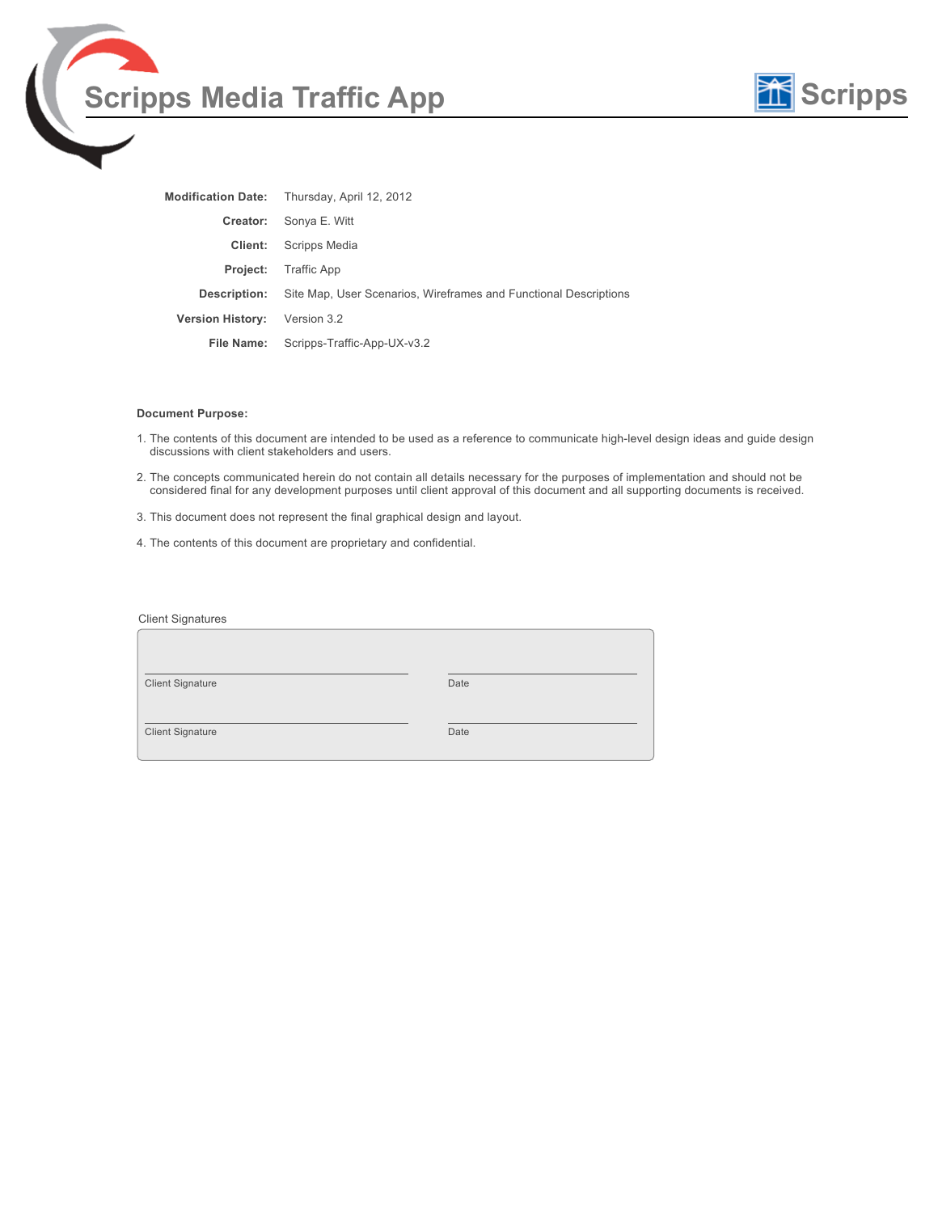# Scripps Media Traffic App

Scripps

| | |
|---|---|
| **Modification Date:** | Thursday, April 12, 2012 |
| **Creator:** | Sonya E. Witt |
| **Client:** | Scripps Media |
| **Project:** | Traffic App |
| **Description:** | Site Map, User Scenarios, Wireframes and Functional Descriptions |
| **Version History:** | Version 3.2 |
| **File Name:** | Scripps-Traffic-App-UX-v3.2 |

**Document Purpose:**

1. The contents of this document are intended to be used as a reference to communicate high-level design ideas and guide design discussions with client stakeholders and users.
2. The concepts communicated herein do not contain all details necessary for the purposes of implementation and should not be considered final for any development purposes until client approval of this document and all supporting documents is received.
3. This document does not represent the final graphical design and layout.
4. The contents of this document are proprietary and confidential.

Client Signatures

| | |
|---|---|
| Client Signature | Date |
| Client Signature | Date |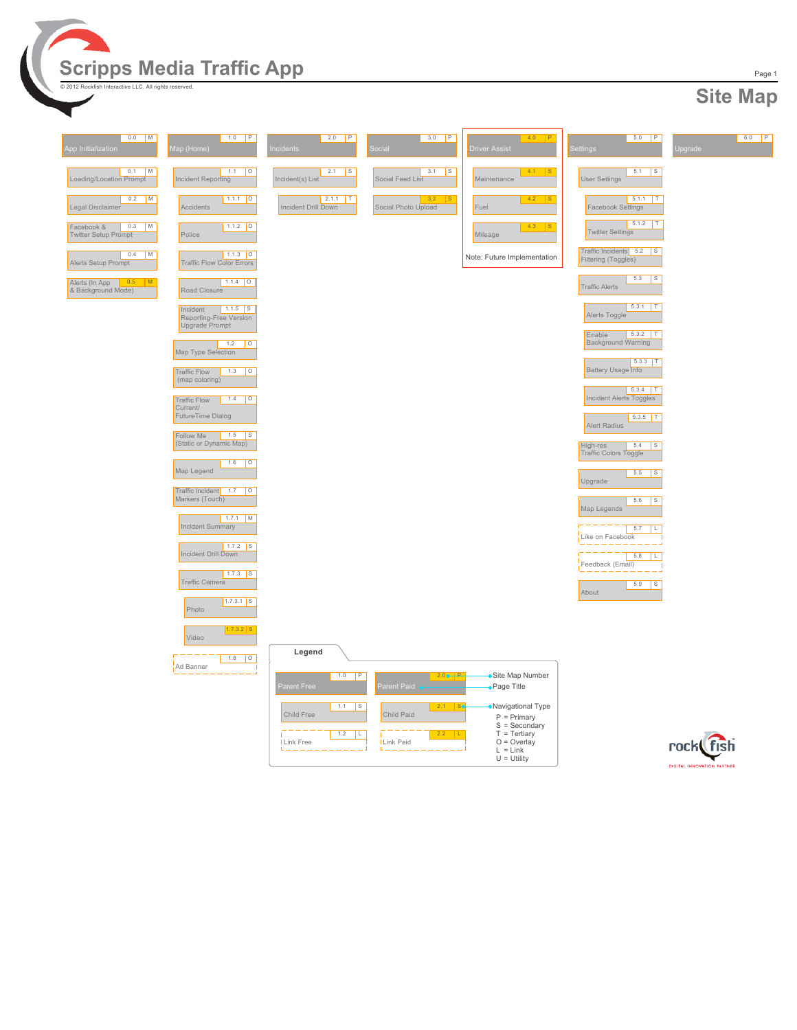# Scripps Media Traffic App

© 2012 Rockfish Interactive LLC. All rights reserved.

## Site Map

### 0.0 App Initialization (M)

- 0.1 Loading/Location Prompt (M)
- 0.2 Legal Disclaimer (M)
- 0.3 Facebook & Twitter Setup Prompt (M)
- 0.4 Alerts Setup Prompt (M)
- 0.5 Alerts (In App & Background Mode) (M)

### 1.0 Map (Home) (P)

- 1.1 Incident Reporting (O)
  - 1.1.1 Accidents (O)
  - 1.1.2 Police (O)
  - 1.1.3 Traffic Flow Color Errors (O)
  - 1.1.4 Road Closure (O)
  - 1.1.5 Incident Reporting-Free Version Upgrade Prompt (S)
- 1.2 Map Type Selection (O)
- 1.3 Traffic Flow (map coloring) (O)
- 1.4 Traffic Flow Current/ FutureTime Dialog (O)
- 1.5 Follow Me (Static or Dynamic Map) (S)
- 1.6 Map Legend (O)
- 1.7 Traffic Incident Markers (Touch) (O)
  - 1.7.1 Incident Summary (M)
  - 1.7.2 Incident Drill Down (S)
  - 1.7.3 Traffic Camera (S)
    - 1.7.3.1 Photo (S)
    - 1.7.3.2 Video (S)
- 1.8 Ad Banner (O)

### 2.0 Incidents (P)

- 2.1 Incident(s) List (S)
  - 2.1.1 Incident Drill Down (T)

### 3.0 Social (P)

- 3.1 Social Feed List (S)
- 3.2 Social Photo Upload (S)

### 4.0 Driver Assist (P)

- 4.1 Maintenance (S)
- 4.2 Fuel (S)
- 4.3 Mileage (S)

Note: Future Implementation

### 5.0 Settings (P)

- 5.1 User Settings (S)
  - 5.1.1 Facebook Settings (T)
  - 5.1.2 Twitter Settings (T)
- 5.2 Traffic Incidents Filtering (Toggles) (S)
- 5.3 Traffic Alerts (S)
  - 5.3.1 Alerts Toggle (T)
  - 5.3.2 Enable Background Warning (T)
  - 5.3.3 Battery Usage Info (T)
  - 5.3.4 Incident Alerts Toggles (T)
  - 5.3.5 Alert Radius (T)
- 5.4 High-res Traffic Colors Toggle (S)
- 5.5 Upgrade (S)
- 5.6 Map Legends (S)
- 5.7 Like on Facebook (L)
- 5.8 Feedback (Email) (L)
- 5.9 About (S)

### 6.0 Upgrade (P)

### Legend

- 1.0 Parent Free (P)
- 1.1 Child Free (S)
- 1.2 Link Free (L)
- 2.0 Parent Paid (P)
- 2.1 Child Paid (S)
- 2.2 Link Paid (L)

Site Map Number
Page Title
Navigational Type

- P = Primary
- S = Secondary
- T = Tertiary
- O = Overlay
- L = Link
- U = Utility

rockfish DIGITAL INNOVATION PARTNER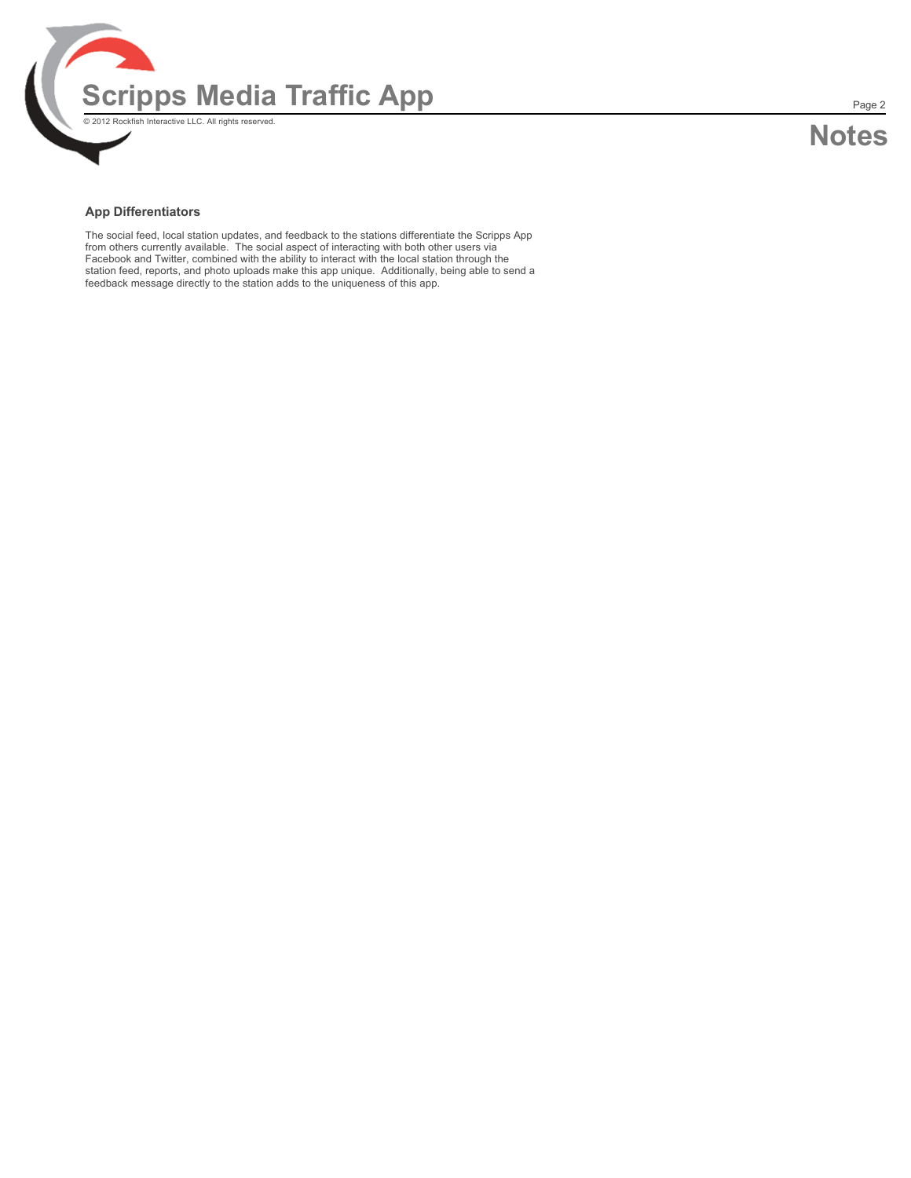# Notes

## App Differentiators

The social feed, local station updates, and feedback to the stations differentiate the Scripps App from others currently available. The social aspect of interacting with both other users via Facebook and Twitter, combined with the ability to interact with the local station through the station feed, reports, and photo uploads make this app unique. Additionally, being able to send a feedback message directly to the station adds to the uniqueness of this app.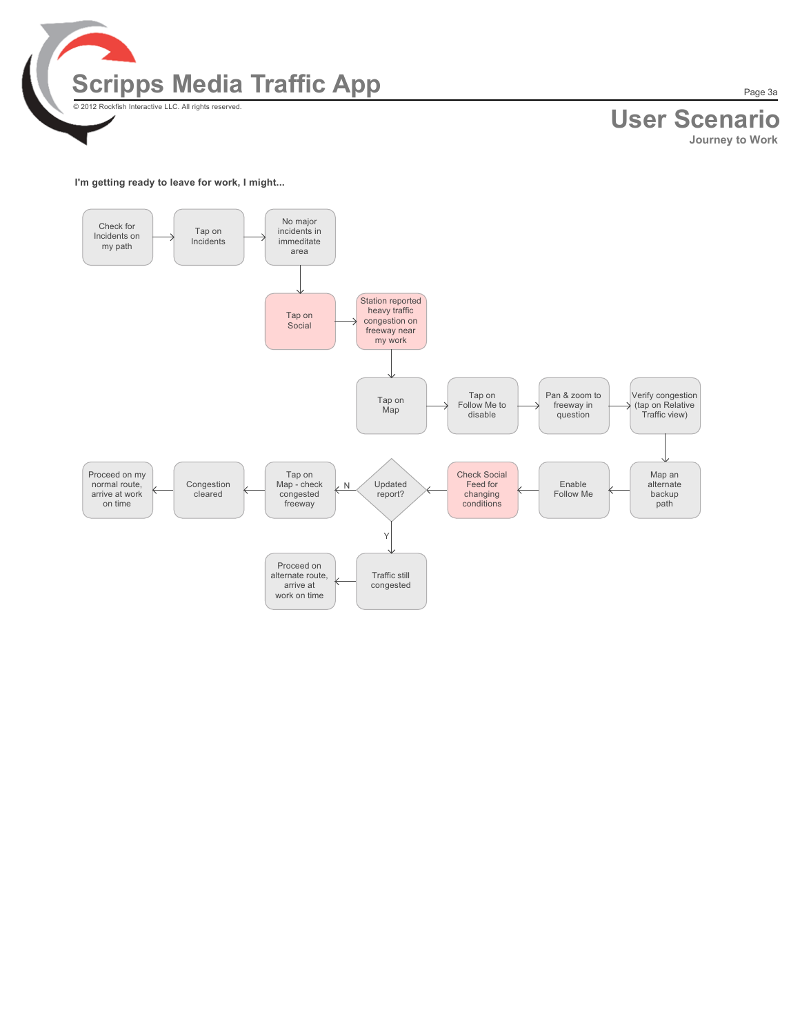# Scripps Media Traffic App

© 2012 Rockfish Interactive LLC. All rights reserved.

## User Scenario

### Journey to Work

**I'm getting ready to leave for work, I might...**

- Check for Incidents on my path → Tap on Incidents → No major incidents in immeditate area
- → Tap on Social → Station reported heavy traffic congestion on freeway near my work
- → Tap on Map → Tap on Follow Me to disable → Pan & zoom to freeway in question → Verify congestion (tap on Relative Traffic view)
- → Map an alternate backup path → Enable Follow Me → Check Social Feed for changing conditions → Updated report?
  - N → Tap on Map - check congested freeway → Congestion cleared → Proceed on my normal route, arrive at work on time
  - Y → Traffic still congested → Proceed on alternate route, arrive at work on time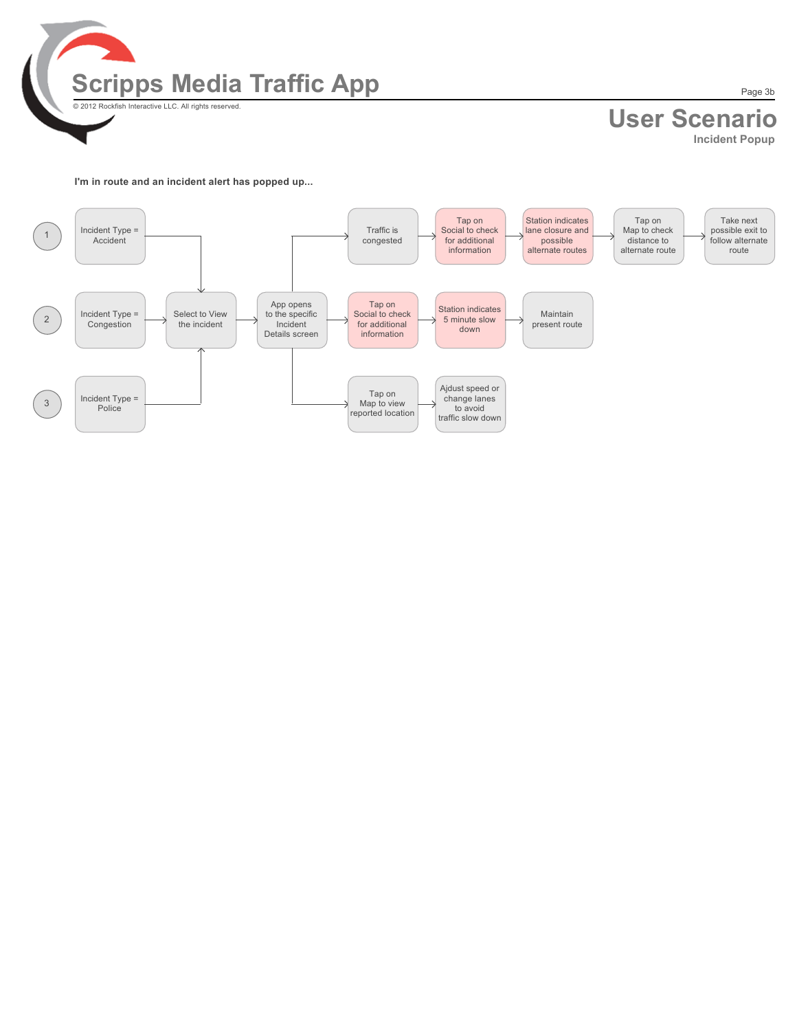# Scripps Media Traffic App

© 2012 Rockfish Interactive LLC. All rights reserved.

## User Scenario

### Incident Popup

**I'm in route and an incident alert has popped up...**

1. Incident Type = Accident
2. Incident Type = Congestion
3. Incident Type = Police

All incident types → Select to View the incident → App opens to the specific Incident Details screen

- Traffic is congested → Tap on Social to check for additional information → Station indicates lane closure and possible alternate routes → Tap on Map to check distance to alternate route → Take next possible exit to follow alternate route
- Tap on Social to check for additional information → Station indicates 5 minute slow down → Maintain present route
- Tap on Map to view reported location → Ajdust speed or change lanes to avoid traffic slow down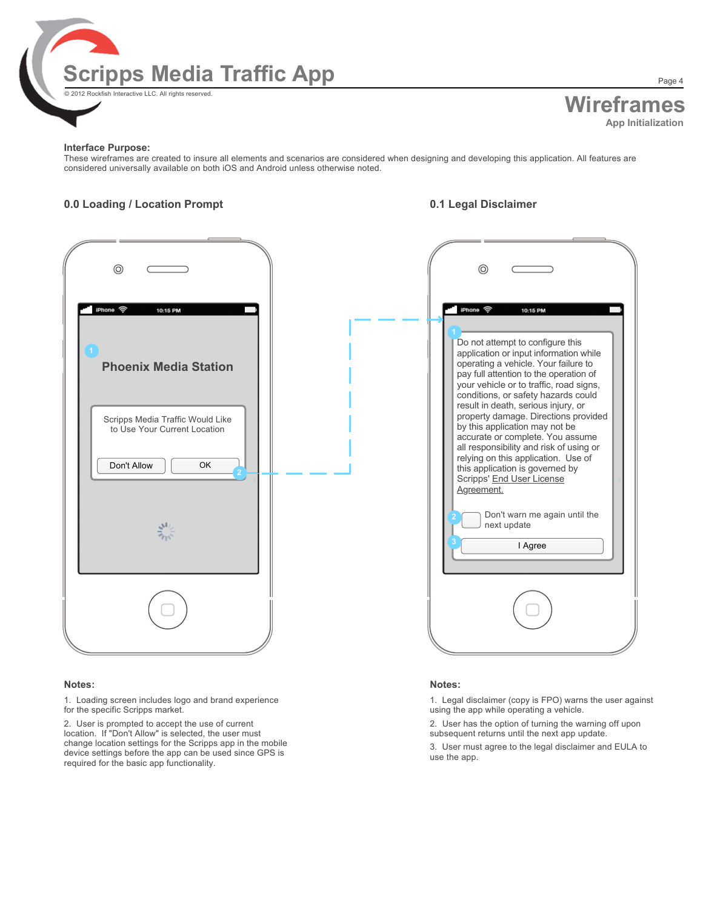# Scripps Media Traffic App

© 2012 Rockfish Interactive LLC. All rights reserved.

## Wireframes

App Initialization

**Interface Purpose:**
These wireframes are created to insure all elements and scenarios are considered when designing and developing this application. All features are considered universally available on both iOS and Android unless otherwise noted.

### 0.0 Loading / Location Prompt

iPhone 10:15 PM

1

Phoenix Media Station

Scripps Media Traffic Would Like to Use Your Current Location

Don't Allow | OK

2

**Notes:**

1. Loading screen includes logo and brand experience for the specific Scripps market.
2. User is prompted to accept the use of current location. If "Don't Allow" is selected, the user must change location settings for the Scripps app in the mobile device settings before the app can be used since GPS is required for the basic app functionality.

### 0.1 Legal Disclaimer

iPhone 10:15 PM

1

Do not attempt to configure this application or input information while operating a vehicle. Your failure to pay full attention to the operation of your vehicle or to traffic, road signs, conditions, or safety hazards could result in death, serious injury, or property damage. Directions provided by this application may not be accurate or complete. You assume all responsibility and risk of using or relying on this application. Use of this application is governed by Scripps' End User License Agreement.

2 Don't warn me again until the next update

3 I Agree

**Notes:**

1. Legal disclaimer (copy is FPO) warns the user against using the app while operating a vehicle.
2. User has the option of turning the warning off upon subsequent returns until the next app update.
3. User must agree to the legal disclaimer and EULA to use the app.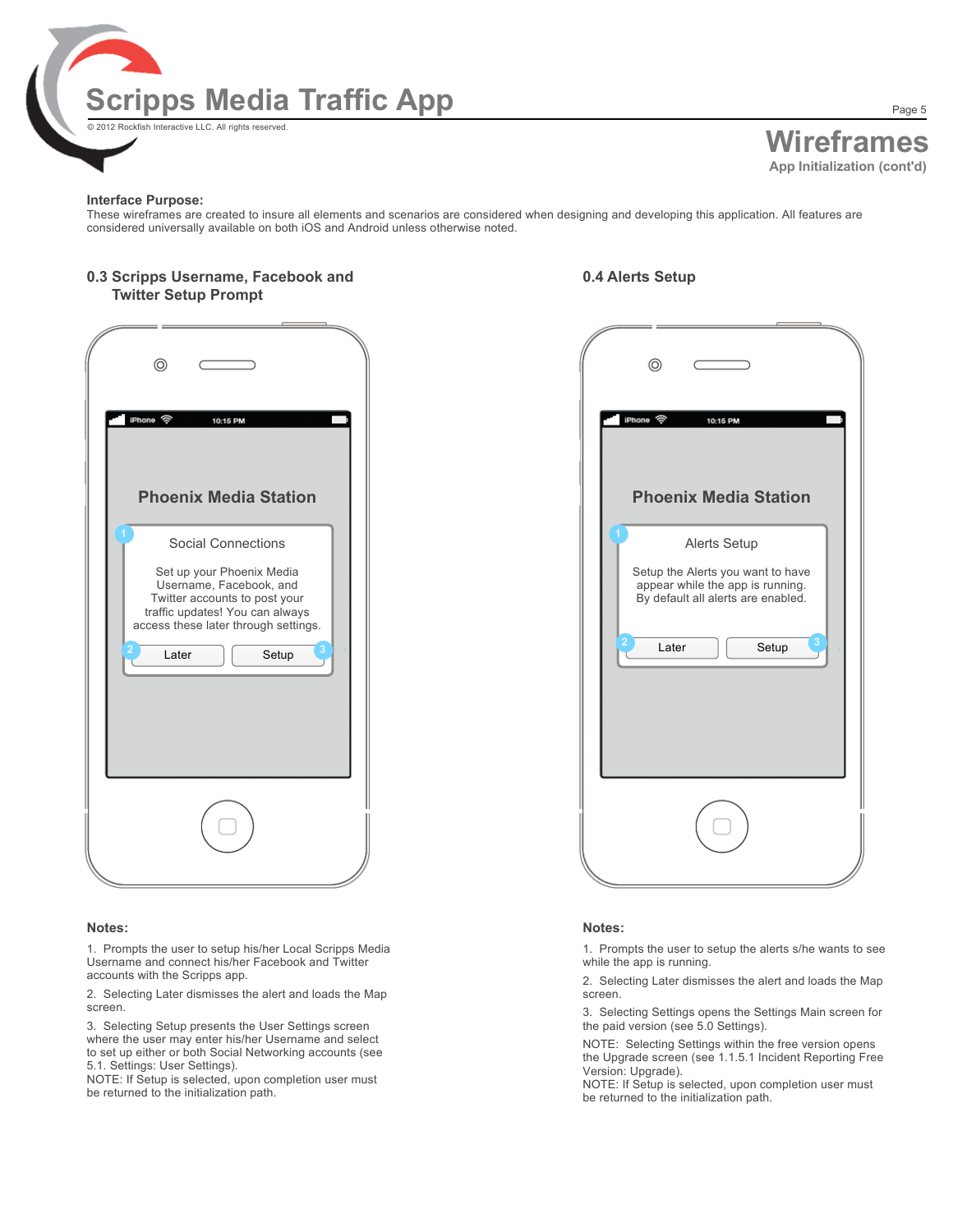# Scripps Media Traffic App

© 2012 Rockfish Interactive LLC. All rights reserved.

## Wireframes

App Initialization (cont'd)

**Interface Purpose:**
These wireframes are created to insure all elements and scenarios are considered when designing and developing this application. All features are considered universally available on both iOS and Android unless otherwise noted.

### 0.3 Scripps Username, Facebook and Twitter Setup Prompt

iPhone 10:15 PM

Phoenix Media Station

1 Social Connections

Set up your Phoenix Media Username, Facebook, and Twitter accounts to post your traffic updates! You can always access these later through settings.

2 Later | Setup 3

**Notes:**

1. Prompts the user to setup his/her Local Scripps Media Username and connect his/her Facebook and Twitter accounts with the Scripps app.

2. Selecting Later dismisses the alert and loads the Map screen.

3. Selecting Setup presents the User Settings screen where the user may enter his/her Username and select to set up either or both Social Networking accounts (see 5.1. Settings: User Settings).
NOTE: If Setup is selected, upon completion user must be returned to the initialization path.

### 0.4 Alerts Setup

iPhone 10:15 PM

Phoenix Media Station

1 Alerts Setup

Setup the Alerts you want to have appear while the app is running. By default all alerts are enabled.

2 Later | Setup 3

**Notes:**

1. Prompts the user to setup the alerts s/he wants to see while the app is running.

2. Selecting Later dismisses the alert and loads the Map screen.

3. Selecting Settings opens the Settings Main screen for the paid version (see 5.0 Settings).

NOTE: Selecting Settings within the free version opens the Upgrade screen (see 1.1.5.1 Incident Reporting Free Version: Upgrade).
NOTE: If Setup is selected, upon completion user must be returned to the initialization path.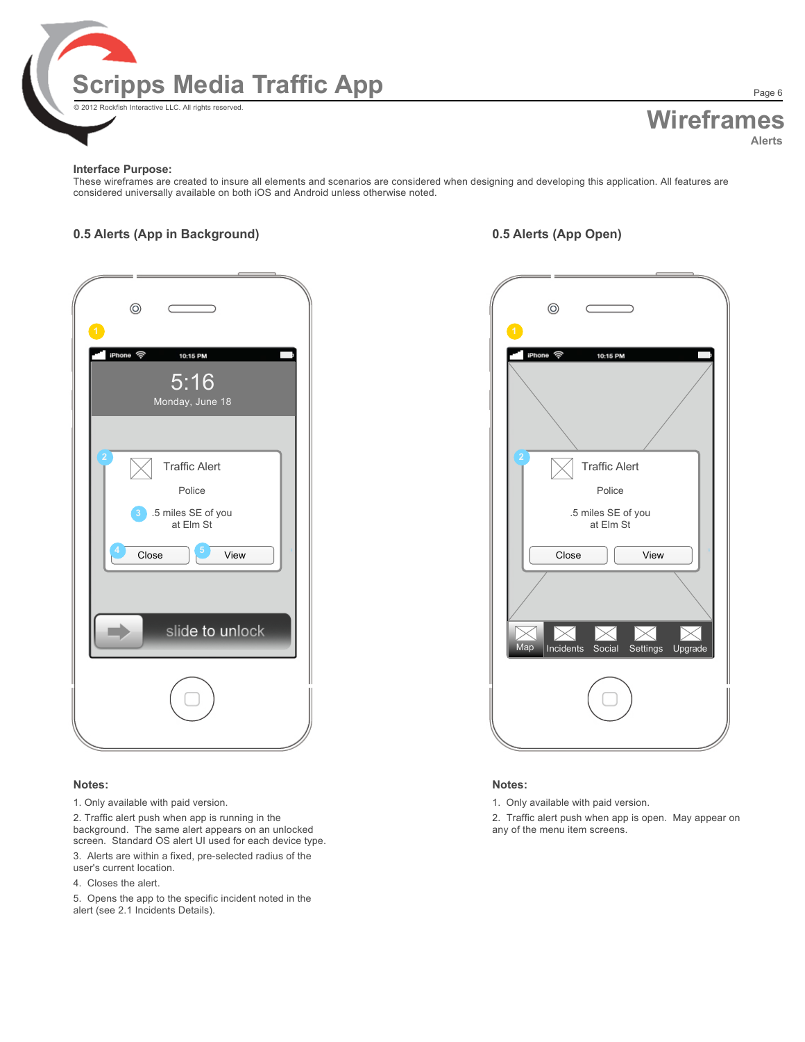# Scripps Media Traffic App

© 2012 Rockfish Interactive LLC. All rights reserved.

## Wireframes

Alerts

**Interface Purpose:**
These wireframes are created to insure all elements and scenarios are considered when designing and developing this application. All features are considered universally available on both iOS and Android unless otherwise noted.

### 0.5 Alerts (App in Background)

1

iPhone 10:15 PM

5:16
Monday, June 18

2 Traffic Alert

Police

3 .5 miles SE of you at Elm St

4 Close 5 View

slide to unlock

**Notes:**

1. Only available with paid version.
2. Traffic alert push when app is running in the background. The same alert appears on an unlocked screen. Standard OS alert UI used for each device type.
3. Alerts are within a fixed, pre-selected radius of the user's current location.
4. Closes the alert.
5. Opens the app to the specific incident noted in the alert (see 2.1 Incidents Details).

### 0.5 Alerts (App Open)

1

iPhone 10:15 PM

2 Traffic Alert

Police

.5 miles SE of you at Elm St

Close View

Map Incidents Social Settings Upgrade

**Notes:**

1. Only available with paid version.
2. Traffic alert push when app is open. May appear on any of the menu item screens.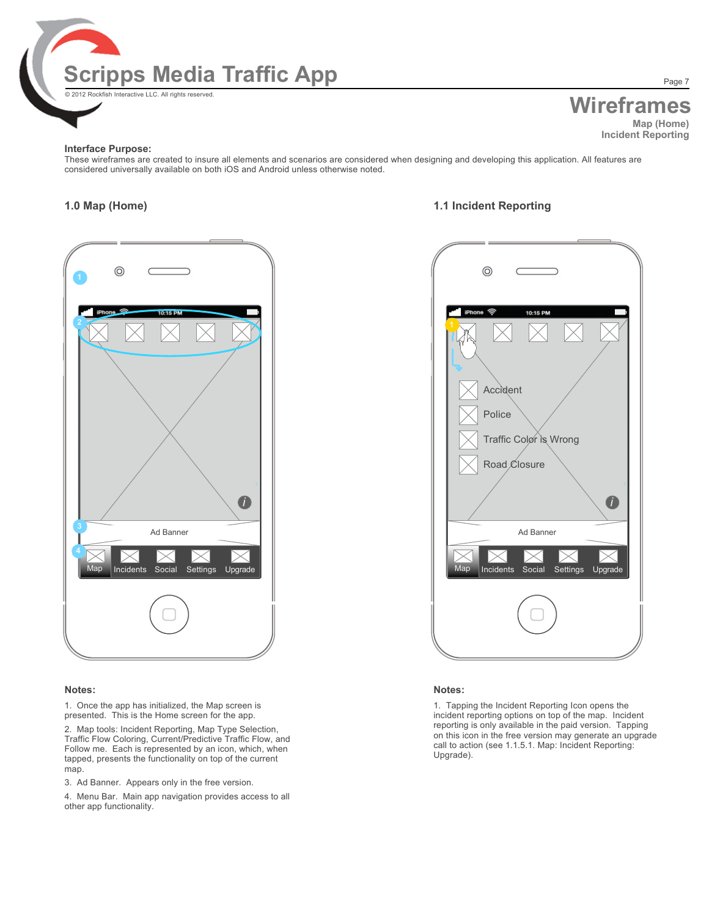# Wireframes

**Map (Home)**
**Incident Reporting**

**Interface Purpose:**
These wireframes are created to insure all elements and scenarios are considered when designing and developing this application. All features are considered universally available on both iOS and Android unless otherwise noted.

## 1.0 Map (Home)

iPhone 10:15 PM

Ad Banner

Map | Incidents | Social | Settings | Upgrade

**Notes:**

1. Once the app has initialized, the Map screen is presented. This is the Home screen for the app.

2. Map tools: Incident Reporting, Map Type Selection, Traffic Flow Coloring, Current/Predictive Traffic Flow, and Follow me. Each is represented by an icon, which, when tapped, presents the functionality on top of the current map.

3. Ad Banner. Appears only in the free version.

4. Menu Bar. Main app navigation provides access to all other app functionality.

## 1.1 Incident Reporting

iPhone 10:15 PM

- Accident
- Police
- Traffic Color is Wrong
- Road Closure

Ad Banner

Map | Incidents | Social | Settings | Upgrade

**Notes:**

1. Tapping the Incident Reporting Icon opens the incident reporting options on top of the map. Incident reporting is only available in the paid version. Tapping on this icon in the free version may generate an upgrade call to action (see 1.1.5.1. Map: Incident Reporting: Upgrade).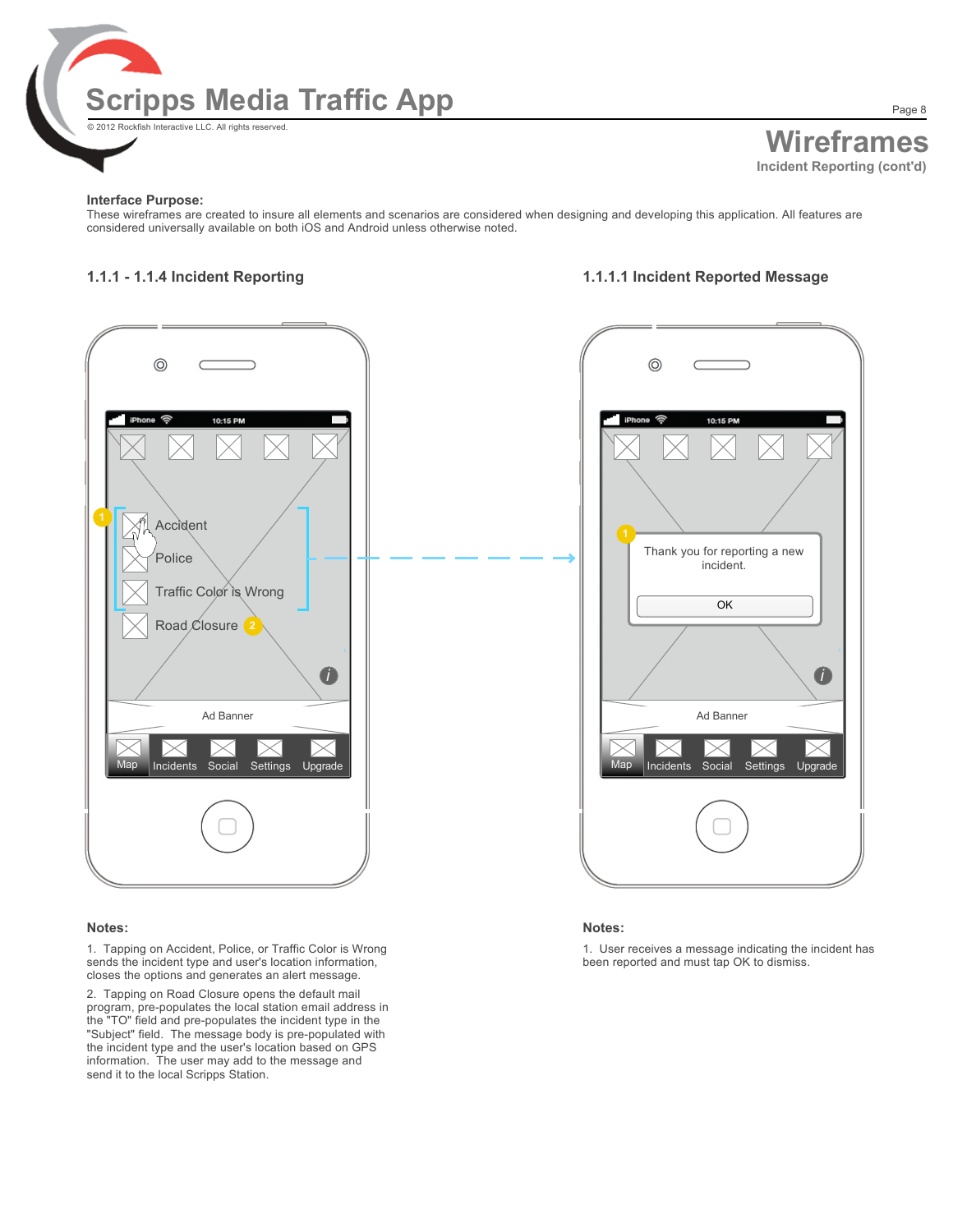# Scripps Media Traffic App

© 2012 Rockfish Interactive LLC. All rights reserved.

## Wireframes

Incident Reporting (cont'd)

**Interface Purpose:**
These wireframes are created to insure all elements and scenarios are considered when designing and developing this application. All features are considered universally available on both iOS and Android unless otherwise noted.

### 1.1.1 - 1.1.4 Incident Reporting

iPhone 10:15 PM

1 Accident
Police
Traffic Color is Wrong
Road Closure 2

Ad Banner

Map | Incidents | Social | Settings | Upgrade

**Notes:**

1. Tapping on Accident, Police, or Traffic Color is Wrong sends the incident type and user's location information, closes the options and generates an alert message.

2. Tapping on Road Closure opens the default mail program, pre-populates the local station email address in the "TO" field and pre-populates the incident type in the "Subject" field. The message body is pre-populated with the incident type and the user's location based on GPS information. The user may add to the message and send it to the local Scripps Station.

### 1.1.1.1 Incident Reported Message

iPhone 10:15 PM

1 Thank you for reporting a new incident.

OK

Ad Banner

Map | Incidents | Social | Settings | Upgrade

**Notes:**

1. User receives a message indicating the incident has been reported and must tap OK to dismiss.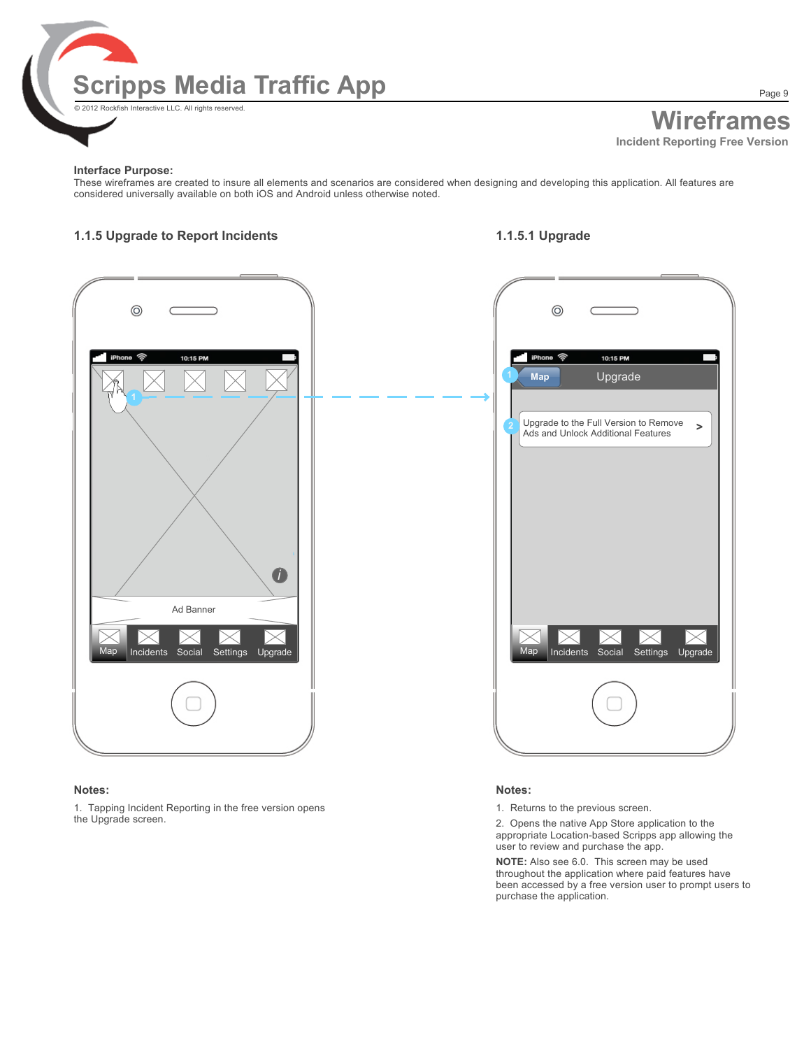# Scripps Media Traffic App

© 2012 Rockfish Interactive LLC. All rights reserved.

## Wireframes

### Incident Reporting Free Version

**Interface Purpose:**
These wireframes are created to insure all elements and scenarios are considered when designing and developing this application. All features are considered universally available on both iOS and Android unless otherwise noted.

### 1.1.5 Upgrade to Report Incidents

Ad Banner

Map Incidents Social Settings Upgrade

**Notes:**

1. Tapping Incident Reporting in the free version opens the Upgrade screen.

### 1.1.5.1 Upgrade

Map Upgrade

Upgrade to the Full Version to Remove Ads and Unlock Additional Features >

Map Incidents Social Settings Upgrade

**Notes:**

1. Returns to the previous screen.
2. Opens the native App Store application to the appropriate Location-based Scripps app allowing the user to review and purchase the app.

**NOTE:** Also see 6.0. This screen may be used throughout the application where paid features have been accessed by a free version user to prompt users to purchase the application.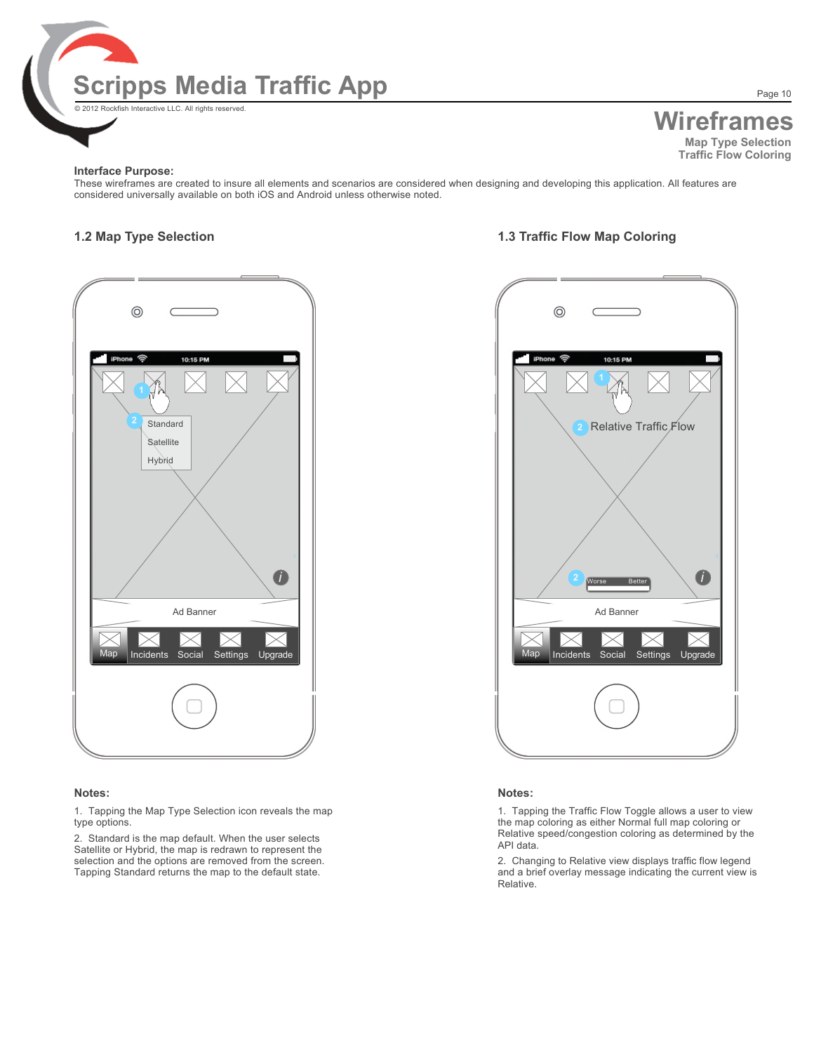# Scripps Media Traffic App

© 2012 Rockfish Interactive LLC. All rights reserved.

## Wireframes

**Map Type Selection**
**Traffic Flow Coloring**

**Interface Purpose:**
These wireframes are created to insure all elements and scenarios are considered when designing and developing this application. All features are considered universally available on both iOS and Android unless otherwise noted.

### 1.2 Map Type Selection

**Notes:**

1. Tapping the Map Type Selection icon reveals the map type options.
2. Standard is the map default. When the user selects Satellite or Hybrid, the map is redrawn to represent the selection and the options are removed from the screen. Tapping Standard returns the map to the default state.

### 1.3 Traffic Flow Map Coloring

**Notes:**

1. Tapping the Traffic Flow Toggle allows a user to view the map coloring as either Normal full map coloring or Relative speed/congestion coloring as determined by the API data.
2. Changing to Relative view displays traffic flow legend and a brief overlay message indicating the current view is Relative.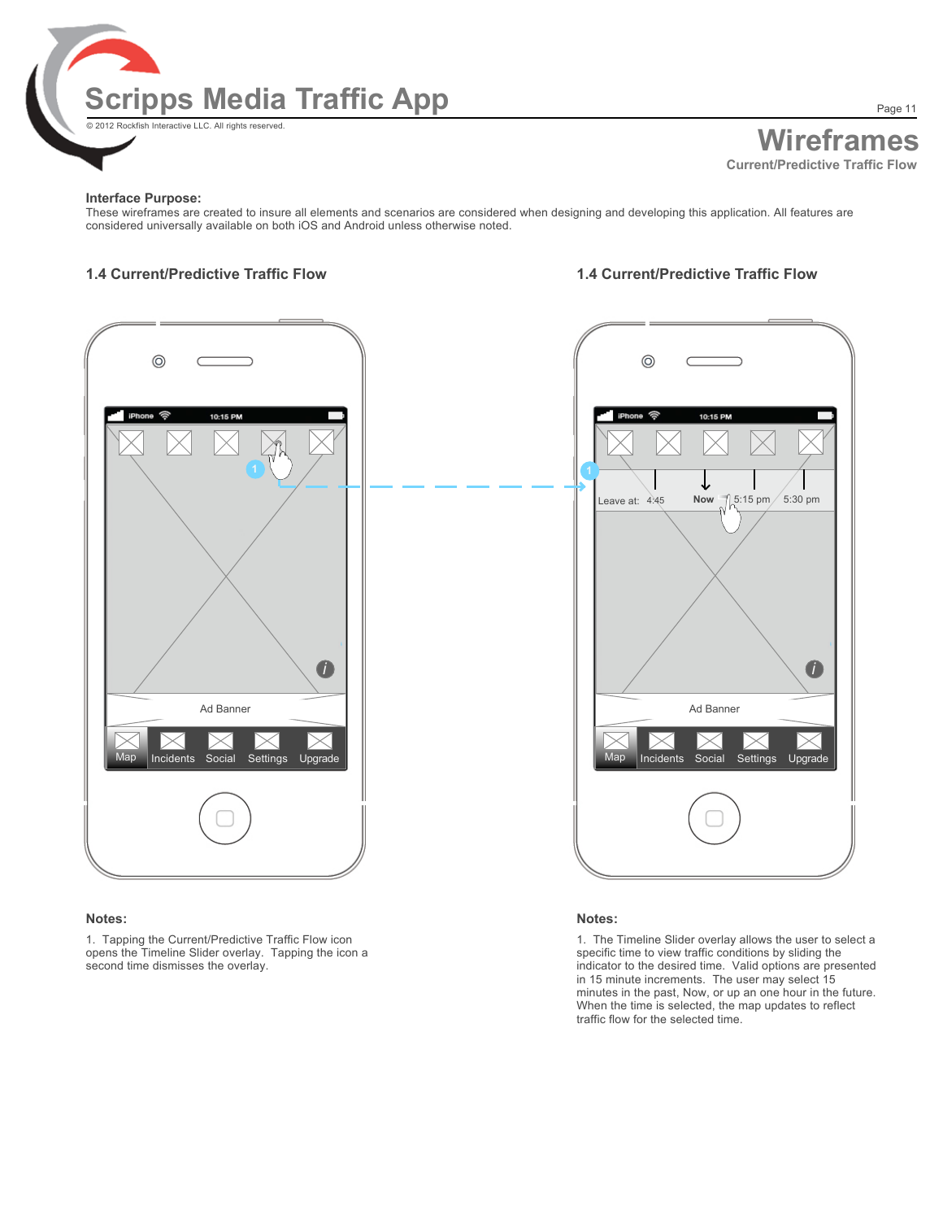# Scripps Media Traffic App

© 2012 Rockfish Interactive LLC. All rights reserved.

## Wireframes

### Current/Predictive Traffic Flow

**Interface Purpose:**
These wireframes are created to insure all elements and scenarios are considered when designing and developing this application. All features are considered universally available on both iOS and Android unless otherwise noted.

### 1.4 Current/Predictive Traffic Flow

iPhone 10:15 PM

Ad Banner

Map Incidents Social Settings Upgrade

**Notes:**

1. Tapping the Current/Predictive Traffic Flow icon opens the Timeline Slider overlay. Tapping the icon a second time dismisses the overlay.

### 1.4 Current/Predictive Traffic Flow

iPhone 10:15 PM

Leave at: 4:45 Now 5:15 pm 5:30 pm

Ad Banner

Map Incidents Social Settings Upgrade

**Notes:**

1. The Timeline Slider overlay allows the user to select a specific time to view traffic conditions by sliding the indicator to the desired time. Valid options are presented in 15 minute increments. The user may select 15 minutes in the past, Now, or up an one hour in the future. When the time is selected, the map updates to reflect traffic flow for the selected time.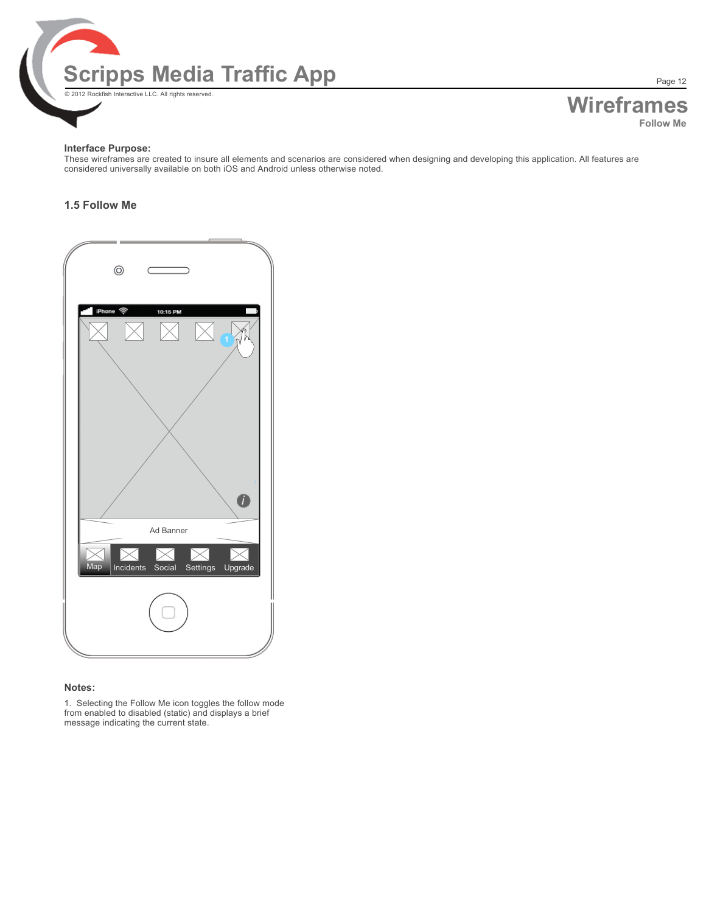# Scripps Media Traffic App

© 2012 Rockfish Interactive LLC. All rights reserved.

## Wireframes

**Follow Me**

**Interface Purpose:**
These wireframes are created to insure all elements and scenarios are considered when designing and developing this application. All features are considered universally available on both iOS and Android unless otherwise noted.

### 1.5 Follow Me

iPhone 10:15 PM

Ad Banner

Map Incidents Social Settings Upgrade

**Notes:**

1. Selecting the Follow Me icon toggles the follow mode from enabled to disabled (static) and displays a brief message indicating the current state.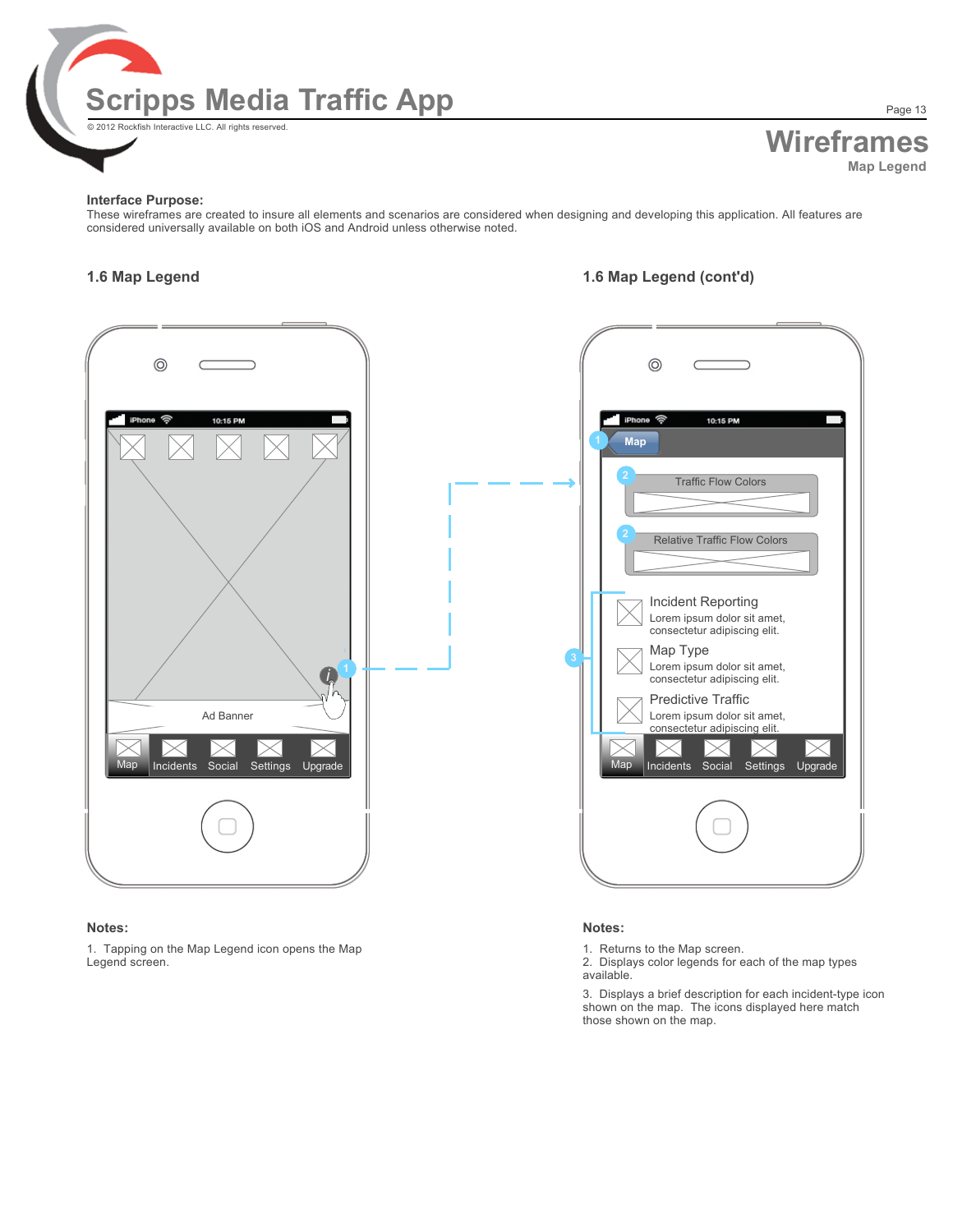# Scripps Media Traffic App

© 2012 Rockfish Interactive LLC. All rights reserved.

## Wireframes

### Map Legend

**Interface Purpose:**
These wireframes are created to insure all elements and scenarios are considered when designing and developing this application. All features are considered universally available on both iOS and Android unless otherwise noted.

### 1.6 Map Legend

iPhone 10:15 PM

Ad Banner

Map | Incidents | Social | Settings | Upgrade

### 1.6 Map Legend (cont'd)

iPhone 10:15 PM

Map

Traffic Flow Colors

Relative Traffic Flow Colors

Incident Reporting
Lorem ipsum dolor sit amet, consectetur adipiscing elit.

Map Type
Lorem ipsum dolor sit amet, consectetur adipiscing elit.

Predictive Traffic
Lorem ipsum dolor sit amet, consectetur adipiscing elit.

Map | Incidents | Social | Settings | Upgrade

**Notes:**

1. Tapping on the Map Legend icon opens the Map Legend screen.

**Notes:**

1. Returns to the Map screen.
2. Displays color legends for each of the map types available.
3. Displays a brief description for each incident-type icon shown on the map. The icons displayed here match those shown on the map.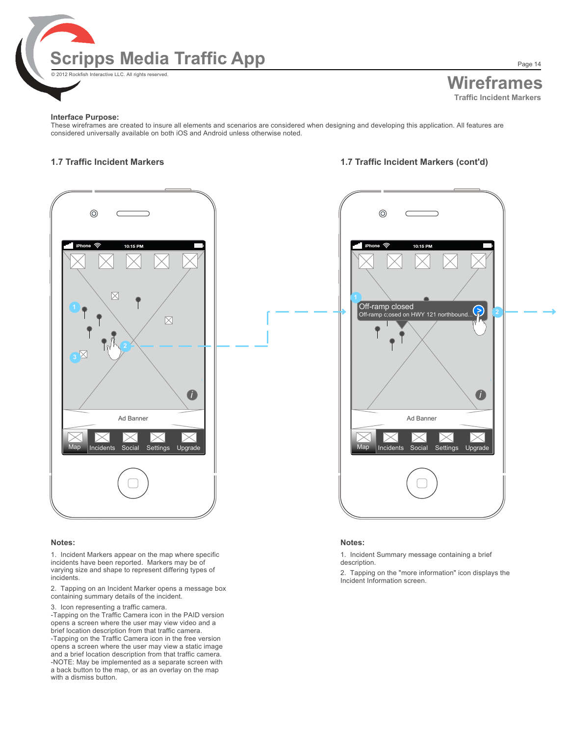# Scripps Media Traffic App

© 2012 Rockfish Interactive LLC. All rights reserved.

## Wireframes

### Traffic Incident Markers

**Interface Purpose:**
These wireframes are created to insure all elements and scenarios are considered when designing and developing this application. All features are considered universally available on both iOS and Android unless otherwise noted.

### 1.7 Traffic Incident Markers

**Notes:**

1. Incident Markers appear on the map where specific incidents have been reported. Markers may be of varying size and shape to represent differing types of incidents.

2. Tapping on an Incident Marker opens a message box containing summary details of the incident.

3. Icon representing a traffic camera.
-Tapping on the Traffic Camera icon in the PAID version opens a screen where the user may view video and a brief location description from that traffic camera.
-Tapping on the Traffic Camera icon in the free version opens a screen where the user may view a static image and a brief location description from that traffic camera.
-NOTE: May be implemented as a separate screen with a back button to the map, or as an overlay on the map with a dismiss button.

### 1.7 Traffic Incident Markers (cont'd)

**Notes:**

1. Incident Summary message containing a brief description.

2. Tapping on the "more information" icon displays the Incident Information screen.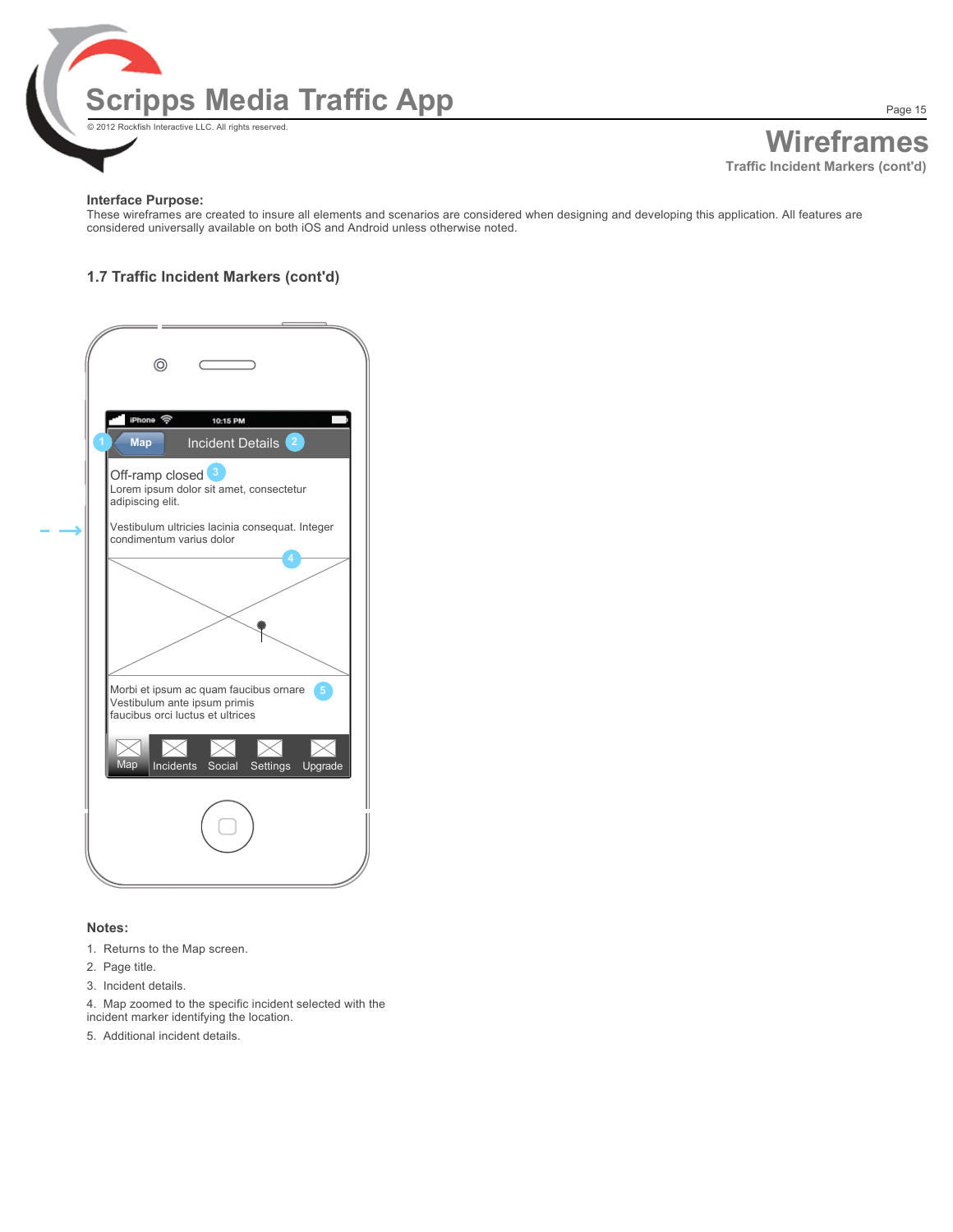# Scripps Media Traffic App

© 2012 Rockfish Interactive LLC. All rights reserved.

## Wireframes

Traffic Incident Markers (cont'd)

**Interface Purpose:**
These wireframes are created to insure all elements and scenarios are considered when designing and developing this application. All features are considered universally available on both iOS and Android unless otherwise noted.

### 1.7 Traffic Incident Markers (cont'd)

iPhone 10:15 PM

1 Map   Incident Details 2

Off-ramp closed 3
Lorem ipsum dolor sit amet, consectetur adipiscing elit.

Vestibulum ultricies lacinia consequat. Integer condimentum varius dolor

4

Morbi et ipsum ac quam faucibus ornare Vestibulum ante ipsum primis faucibus orci luctus et ultrices 5

Map Incidents Social Settings Upgrade

**Notes:**

1. Returns to the Map screen.
2. Page title.
3. Incident details.
4. Map zoomed to the specific incident selected with the incident marker identifying the location.
5. Additional incident details.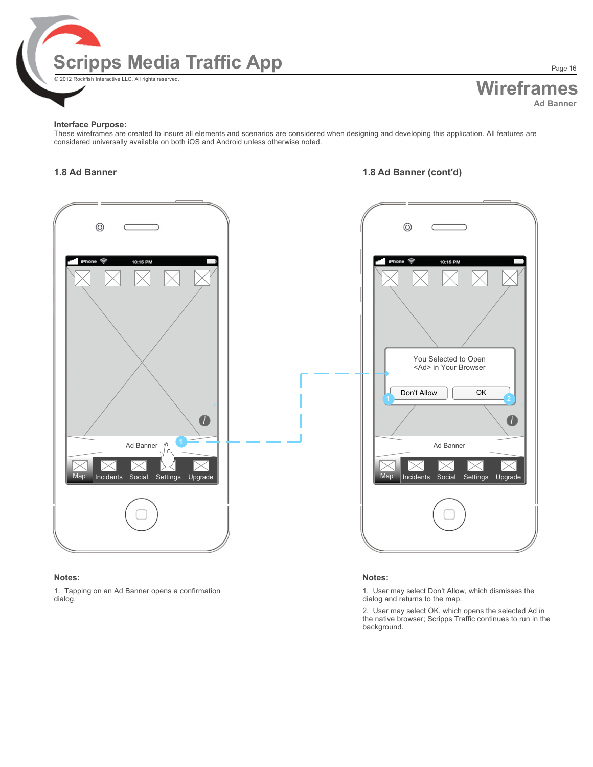# Scripps Media Traffic App

© 2012 Rockfish Interactive LLC. All rights reserved.

## Wireframes

### Ad Banner

**Interface Purpose:**
These wireframes are created to insure all elements and scenarios are considered when designing and developing this application. All features are considered universally available on both iOS and Android unless otherwise noted.

### 1.8 Ad Banner

**Notes:**

1. Tapping on an Ad Banner opens a confirmation dialog.

### 1.8 Ad Banner (cont'd)

**Notes:**

1. User may select Don't Allow, which dismisses the dialog and returns to the map.
2. User may select OK, which opens the selected Ad in the native browser; Scripps Traffic continues to run in the background.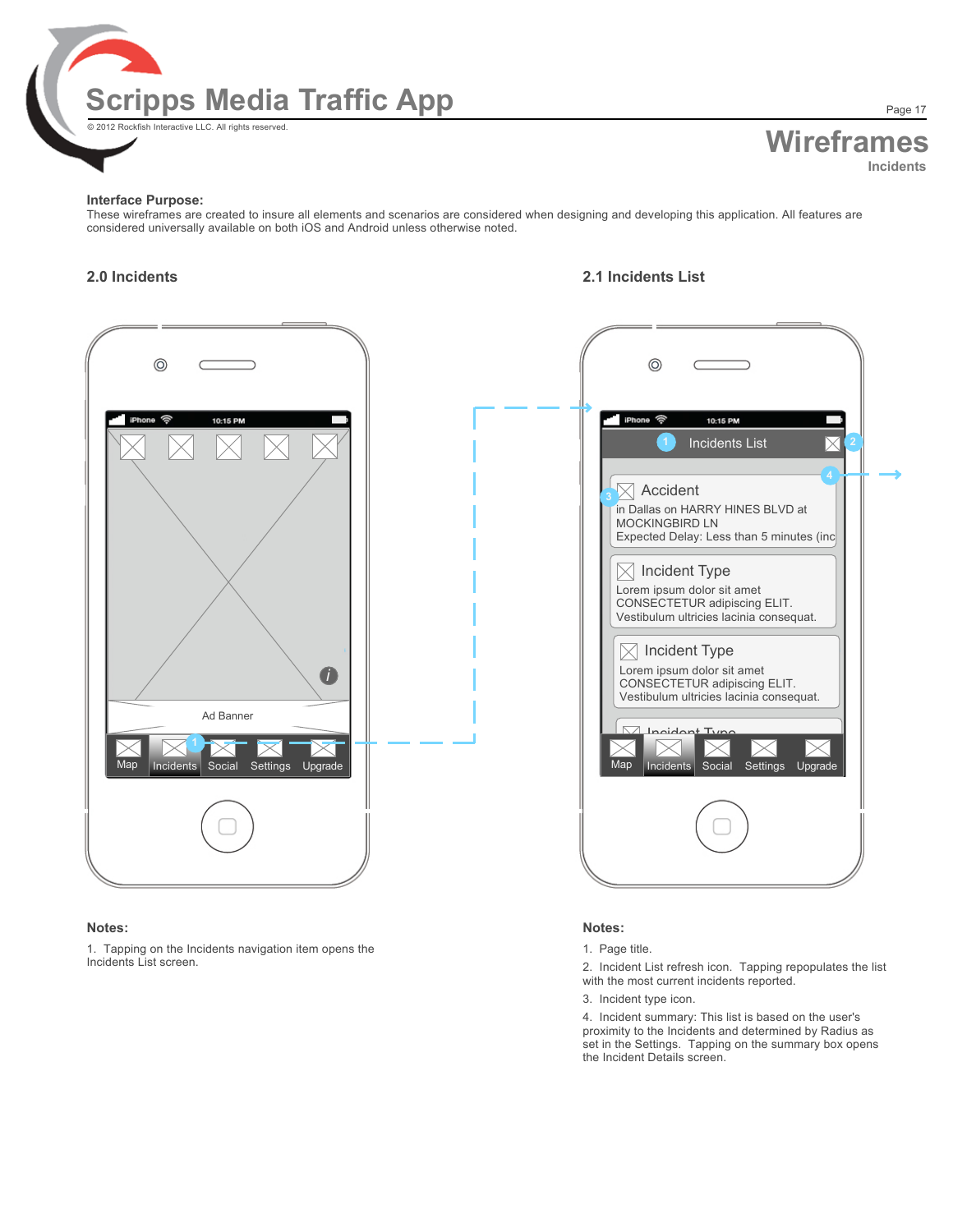# Scripps Media Traffic App

© 2012 Rockfish Interactive LLC. All rights reserved.

## Wireframes

Incidents

**Interface Purpose:**
These wireframes are created to insure all elements and scenarios are considered when designing and developing this application. All features are considered universally available on both iOS and Android unless otherwise noted.

### 2.0 Incidents

iPhone 10:15 PM

Ad Banner

Map | Incidents | Social | Settings | Upgrade

**Notes:**

1. Tapping on the Incidents navigation item opens the Incidents List screen.

### 2.1 Incidents List

iPhone 10:15 PM

Incidents List

Accident
in Dallas on HARRY HINES BLVD at MOCKINGBIRD LN
Expected Delay: Less than 5 minutes (inc

Incident Type
Lorem ipsum dolor sit amet
CONSECTETUR adipiscing ELIT.
Vestibulum ultricies lacinia consequat.

Incident Type
Lorem ipsum dolor sit amet
CONSECTETUR adipiscing ELIT.
Vestibulum ultricies lacinia consequat.

Incident Type

Map | Incidents | Social | Settings | Upgrade

**Notes:**

1. Page title.
2. Incident List refresh icon. Tapping repopulates the list with the most current incidents reported.
3. Incident type icon.
4. Incident summary: This list is based on the user's proximity to the Incidents and determined by Radius as set in the Settings. Tapping on the summary box opens the Incident Details screen.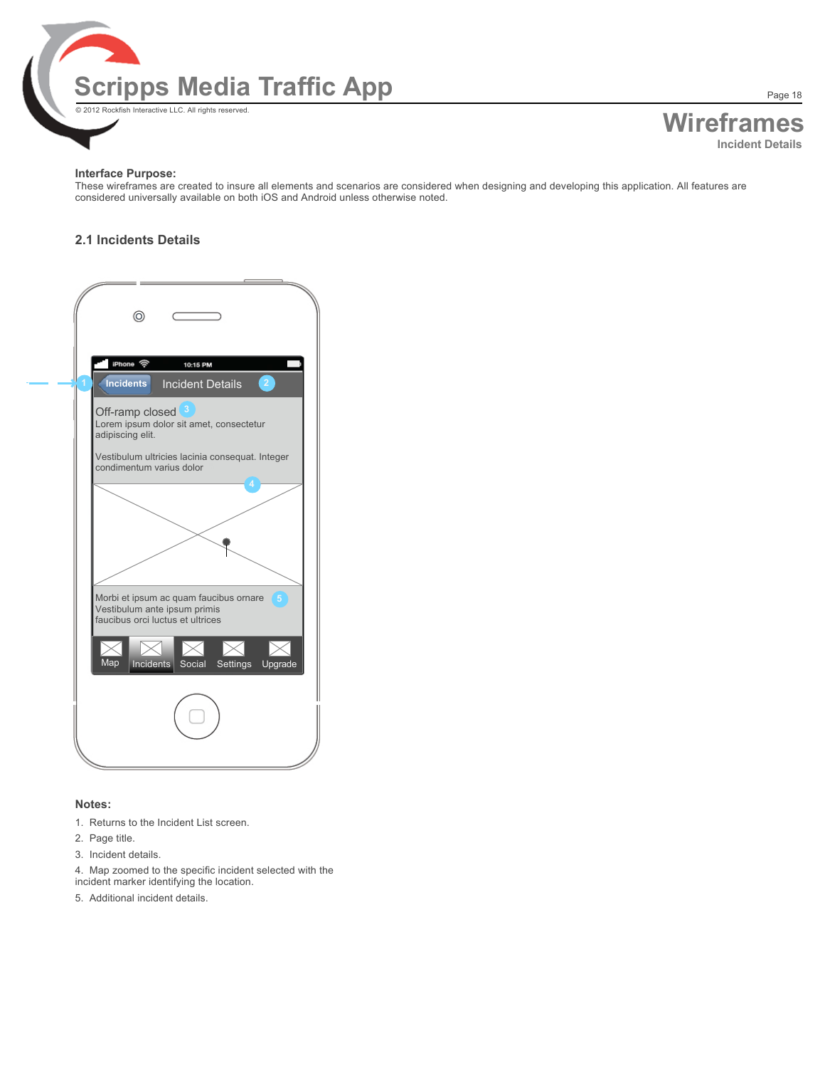# Scripps Media Traffic App

© 2012 Rockfish Interactive LLC. All rights reserved.

## Wireframes

**Incident Details**

**Interface Purpose:**

These wireframes are created to insure all elements and scenarios are considered when designing and developing this application. All features are considered universally available on both iOS and Android unless otherwise noted.

### 2.1 Incidents Details

iPhone 10:15 PM

1 Incidents Incident Details 2

Off-ramp closed 3

Lorem ipsum dolor sit amet, consectetur adipiscing elit.

Vestibulum ultricies lacinia consequat. Integer condimentum varius dolor

4

Morbi et ipsum ac quam faucibus ornare Vestibulum ante ipsum primis faucibus orci luctus et ultrices 5

Map Incidents Social Settings Upgrade

**Notes:**

1. Returns to the Incident List screen.
2. Page title.
3. Incident details.
4. Map zoomed to the specific incident selected with the incident marker identifying the location.
5. Additional incident details.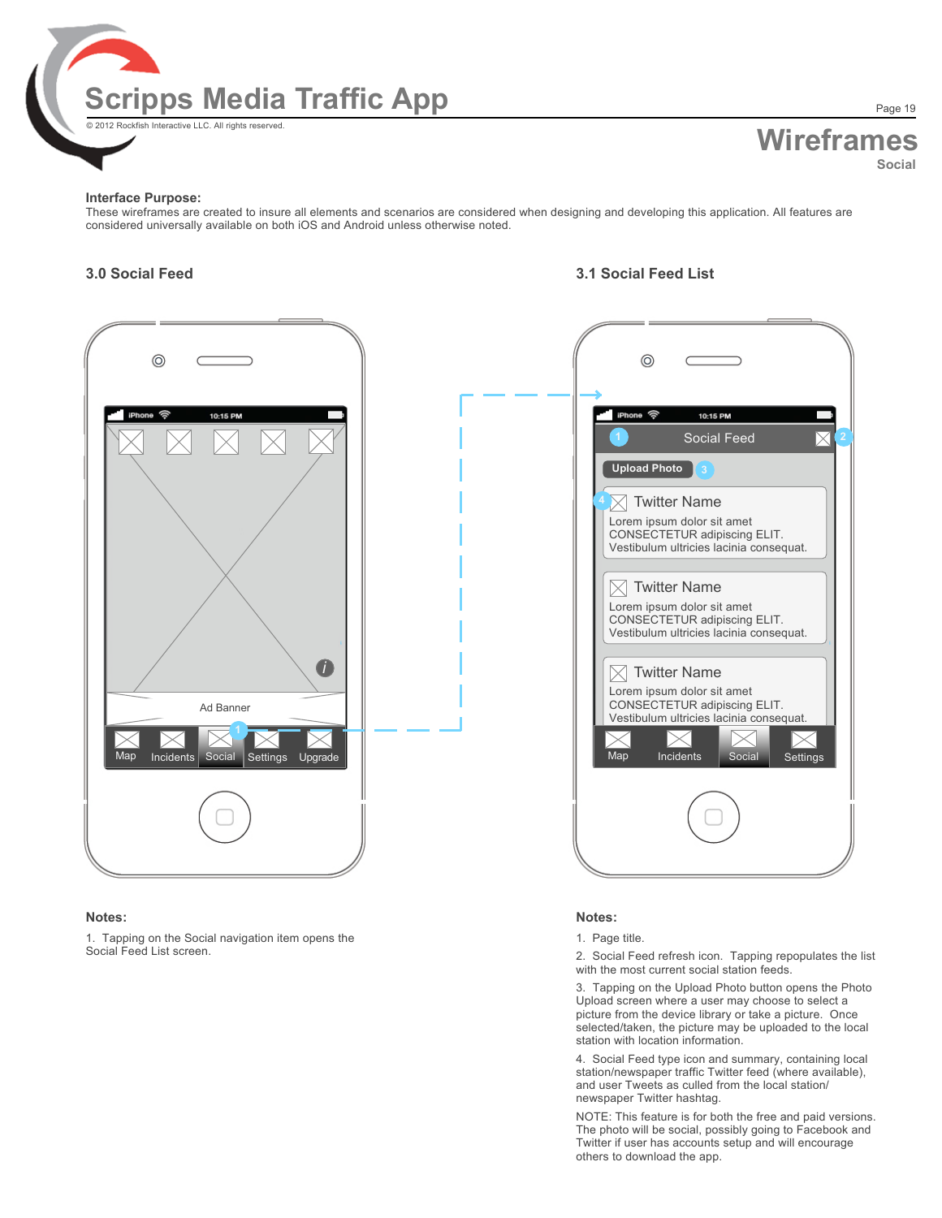# Scripps Media Traffic App

© 2012 Rockfish Interactive LLC. All rights reserved.

## Wireframes

Social

**Interface Purpose:**
These wireframes are created to insure all elements and scenarios are considered when designing and developing this application. All features are considered universally available on both iOS and Android unless otherwise noted.

### 3.0 Social Feed

**Notes:**

1. Tapping on the Social navigation item opens the Social Feed List screen.

### 3.1 Social Feed List

**Notes:**

1. Page title.
2. Social Feed refresh icon. Tapping repopulates the list with the most current social station feeds.
3. Tapping on the Upload Photo button opens the Photo Upload screen where a user may choose to select a picture from the device library or take a picture. Once selected/taken, the picture may be uploaded to the local station with location information.
4. Social Feed type icon and summary, containing local station/newspaper traffic Twitter feed (where available), and user Tweets as culled from the local station/newspaper Twitter hashtag.

NOTE: This feature is for both the free and paid versions. The photo will be social, possibly going to Facebook and Twitter if user has accounts setup and will encourage others to download the app.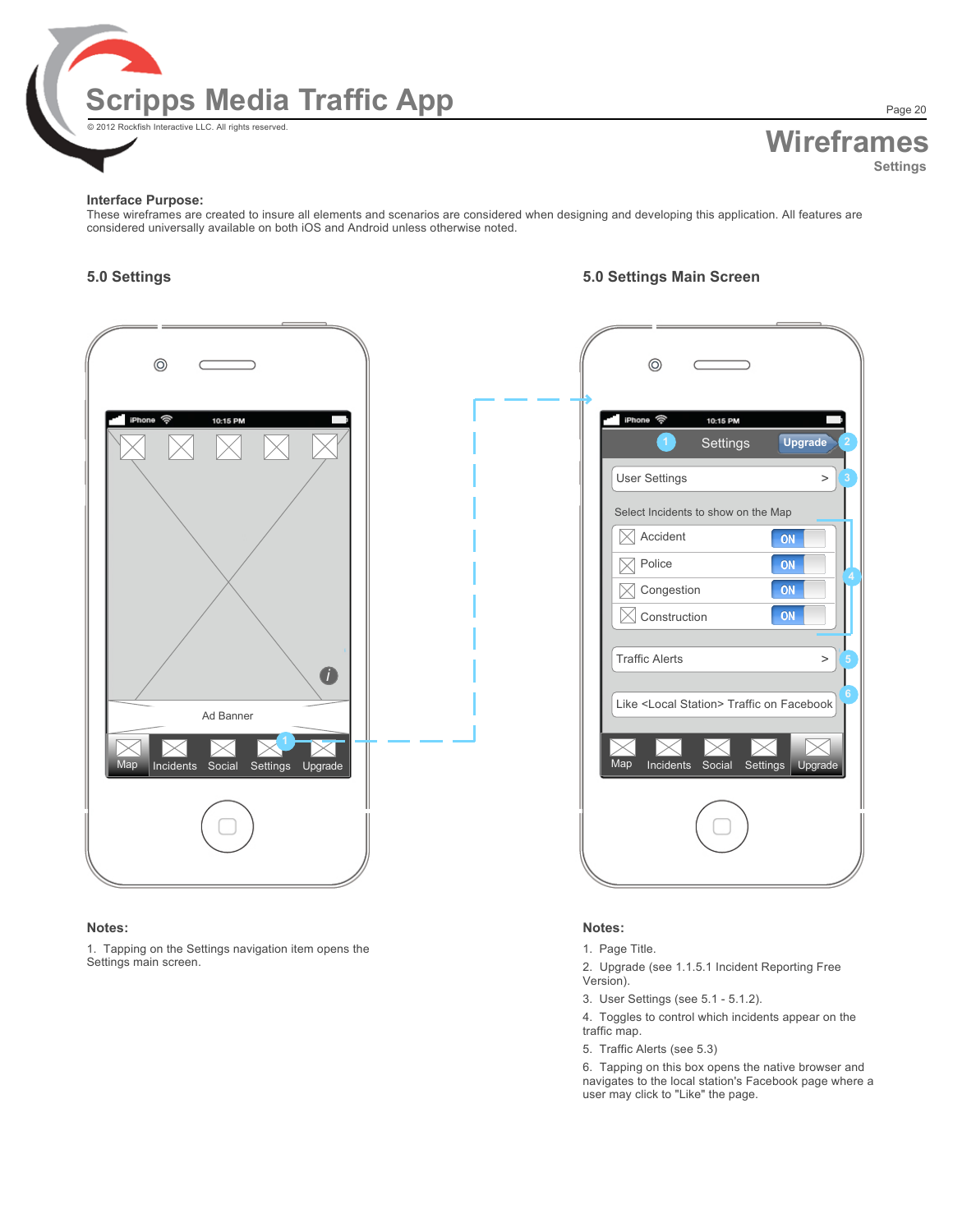# Wireframes

## Settings

**Interface Purpose:**
These wireframes are created to insure all elements and scenarios are considered when designing and developing this application. All features are considered universally available on both iOS and Android unless otherwise noted.

### 5.0 Settings

iPhone 10:15 PM

Ad Banner

Map | Incidents | Social | Settings | Upgrade

**Notes:**

1. Tapping on the Settings navigation item opens the Settings main screen.

### 5.0 Settings Main Screen

iPhone 10:15 PM

Settings | Upgrade

User Settings >

Select Incidents to show on the Map

- Accident ON
- Police ON
- Congestion ON
- Construction ON

Traffic Alerts >

Like <Local Station> Traffic on Facebook

Map | Incidents | Social | Settings | Upgrade

**Notes:**

1. Page Title.
2. Upgrade (see 1.1.5.1 Incident Reporting Free Version).
3. User Settings (see 5.1 - 5.1.2).
4. Toggles to control which incidents appear on the traffic map.
5. Traffic Alerts (see 5.3)
6. Tapping on this box opens the native browser and navigates to the local station's Facebook page where a user may click to "Like" the page.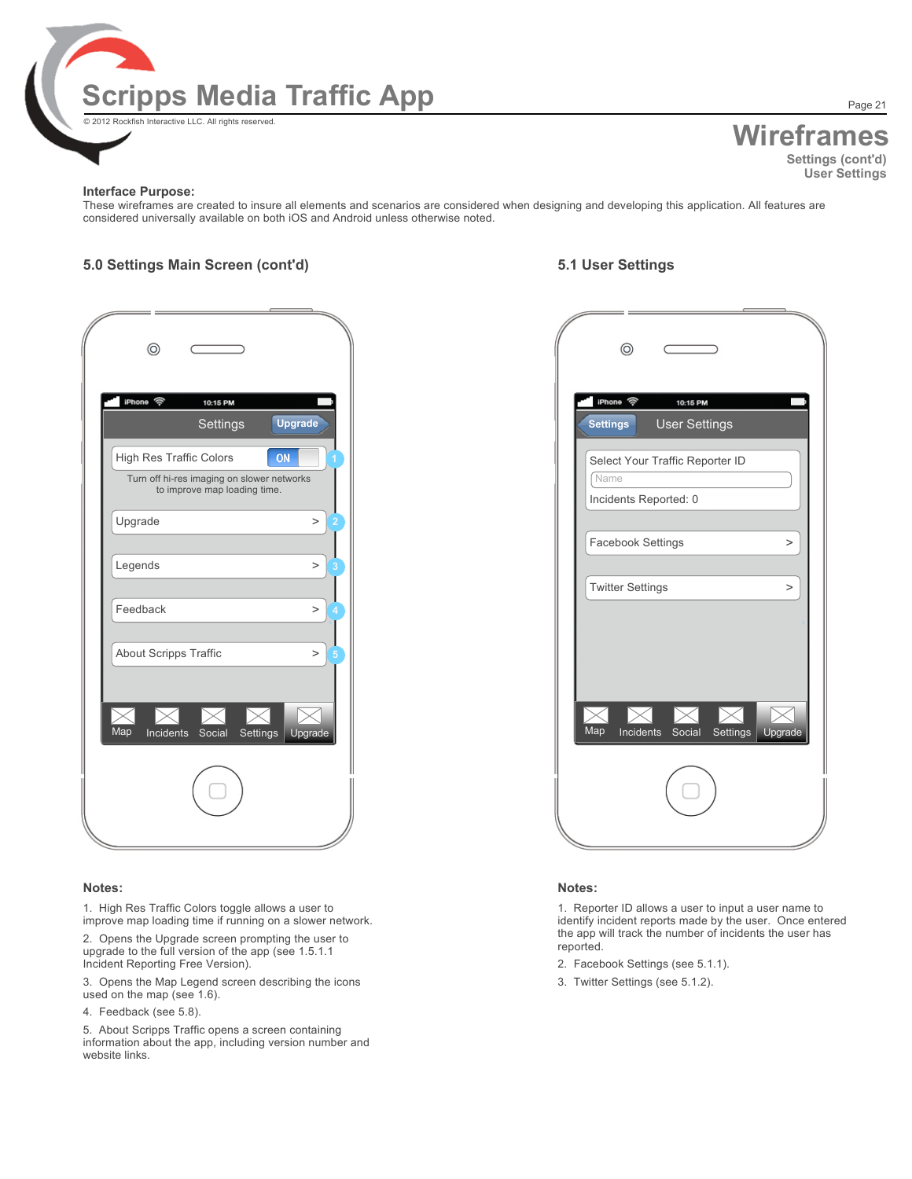# Scripps Media Traffic App

© 2012 Rockfish Interactive LLC. All rights reserved.

## Wireframes

**Settings (cont'd)**
**User Settings**

**Interface Purpose:**
These wireframes are created to insure all elements and scenarios are considered when designing and developing this application. All features are considered universally available on both iOS and Android unless otherwise noted.

### 5.0 Settings Main Screen (cont'd)

iPhone 10:15 PM

Settings | Upgrade

- High Res Traffic Colors — ON (1)
  Turn off hi-res imaging on slower networks to improve map loading time.
- Upgrade > (2)
- Legends > (3)
- Feedback > (4)
- About Scripps Traffic > (5)

Map | Incidents | Social | Settings | Upgrade

**Notes:**

1. High Res Traffic Colors toggle allows a user to improve map loading time if running on a slower network.
2. Opens the Upgrade screen prompting the user to upgrade to the full version of the app (see 1.5.1.1 Incident Reporting Free Version).
3. Opens the Map Legend screen describing the icons used on the map (see 1.6).
4. Feedback (see 5.8).
5. About Scripps Traffic opens a screen containing information about the app, including version number and website links.

### 5.1 User Settings

iPhone 10:15 PM

Settings | User Settings

- Select Your Traffic Reporter ID
  Name
  Incidents Reported: 0
- Facebook Settings >
- Twitter Settings >

Map | Incidents | Social | Settings | Upgrade

**Notes:**

1. Reporter ID allows a user to input a user name to identify incident reports made by the user. Once entered the app will track the number of incidents the user has reported.
2. Facebook Settings (see 5.1.1).
3. Twitter Settings (see 5.1.2).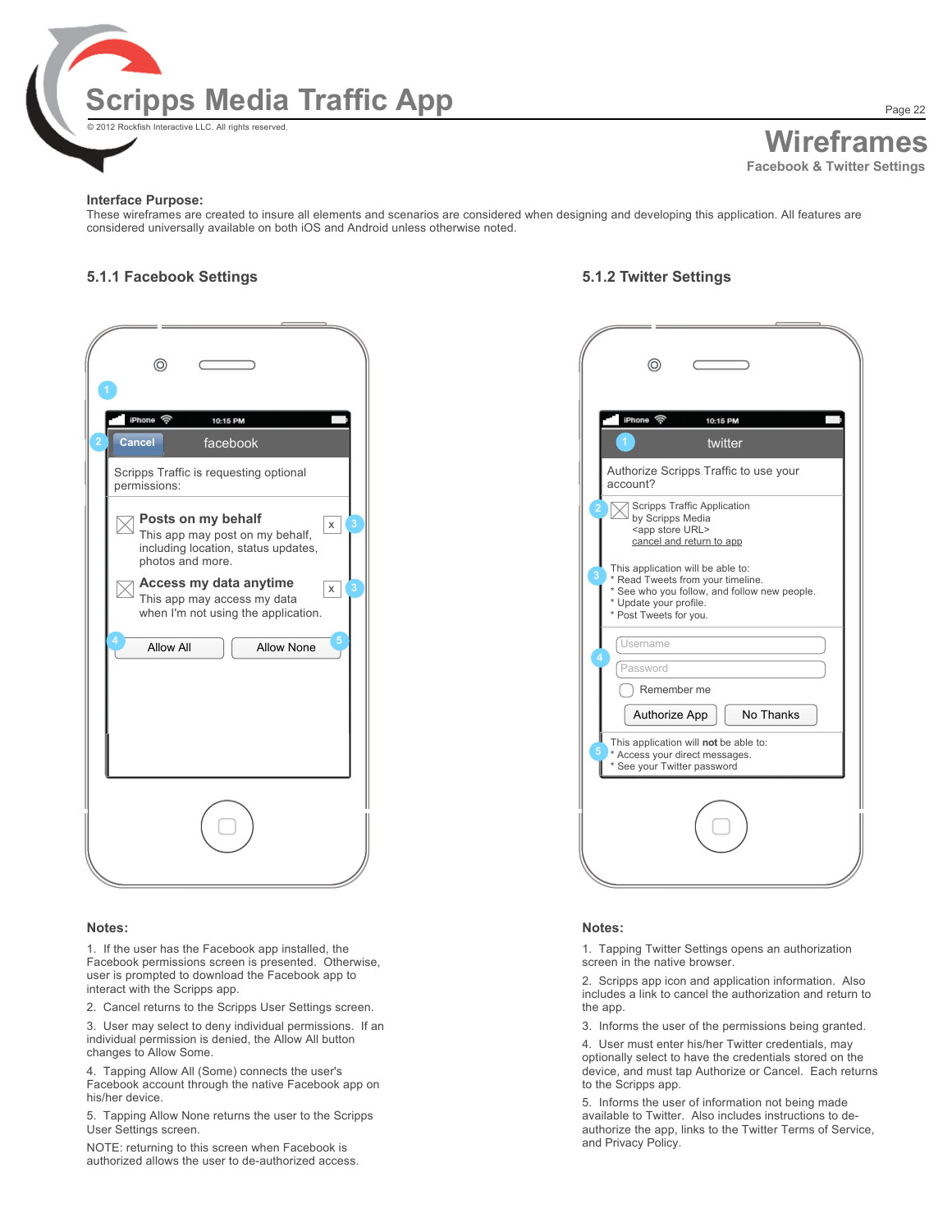# Scripps Media Traffic App

© 2012 Rockfish Interactive LLC. All rights reserved.

## Wireframes

Facebook & Twitter Settings

**Interface Purpose:**
These wireframes are created to insure all elements and scenarios are considered when designing and developing this application. All features are considered universally available on both iOS and Android unless otherwise noted.

### 5.1.1 Facebook Settings

1

iPhone 10:15 PM

2 Cancel facebook

Scripps Traffic is requesting optional permissions:

**Posts on my behalf** x 3
This app may post on my behalf, including location, status updates, photos and more.

**Access my data anytime** x 3
This app may access my data when I'm not using the application.

4 Allow All | Allow None 5

**Notes:**

1. If the user has the Facebook app installed, the Facebook permissions screen is presented. Otherwise, user is prompted to download the Facebook app to interact with the Scripps app.
2. Cancel returns to the Scripps User Settings screen.
3. User may select to deny individual permissions. If an individual permission is denied, the Allow All button changes to Allow Some.
4. Tapping Allow All (Some) connects the user's Facebook account through the native Facebook app on his/her device.
5. Tapping Allow None returns the user to the Scripps User Settings screen.

NOTE: returning to this screen when Facebook is authorized allows the user to de-authorized access.

### 5.1.2 Twitter Settings

iPhone 10:15 PM

1 twitter

Authorize Scripps Traffic to use your account?

2 Scripps Traffic Application
by Scripps Media
<app store URL>
cancel and return to app

3 This application will be able to:
* Read Tweets from your timeline.
* See who you follow, and follow new people.
* Update your profile.
* Post Tweets for you.

4 Username
Password
Remember me
Authorize App | No Thanks

5 This application will **not** be able to:
* Access your direct messages.
* See your Twitter password

**Notes:**

1. Tapping Twitter Settings opens an authorization screen in the native browser.
2. Scripps app icon and application information. Also includes a link to cancel the authorization and return to the app.
3. Informs the user of the permissions being granted.
4. User must enter his/her Twitter credentials, may optionally select to have the credentials stored on the device, and must tap Authorize or Cancel. Each returns to the Scripps app.
5. Informs the user of information not being made available to Twitter. Also includes instructions to de-authorize the app, links to the Twitter Terms of Service, and Privacy Policy.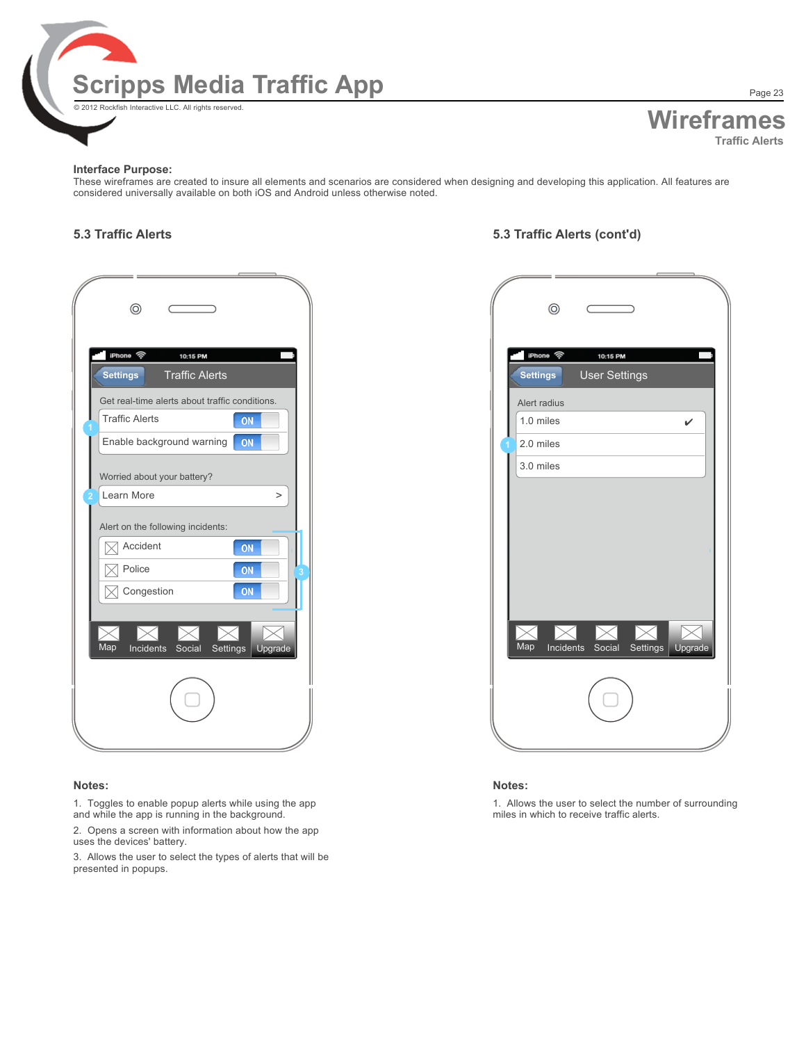# Scripps Media Traffic App

© 2012 Rockfish Interactive LLC. All rights reserved.

## Wireframes

### Traffic Alerts

**Interface Purpose:**
These wireframes are created to insure all elements and scenarios are considered when designing and developing this application. All features are considered universally available on both iOS and Android unless otherwise noted.

### 5.3 Traffic Alerts

iPhone 10:15 PM

Settings | Traffic Alerts

Get real-time alerts about traffic conditions.

1. Traffic Alerts — ON
   Enable background warning — ON

Worried about your battery?

2. Learn More >

Alert on the following incidents:

3. Accident — ON
   Police — ON
   Congestion — ON

Map | Incidents | Social | Settings | Upgrade

**Notes:**

1. Toggles to enable popup alerts while using the app and while the app is running in the background.
2. Opens a screen with information about how the app uses the devices' battery.
3. Allows the user to select the types of alerts that will be presented in popups.

### 5.3 Traffic Alerts (cont'd)

iPhone 10:15 PM

Settings | User Settings

Alert radius

1. 1.0 miles ✔
   2.0 miles
   3.0 miles

Map | Incidents | Social | Settings | Upgrade

**Notes:**

1. Allows the user to select the number of surrounding miles in which to receive traffic alerts.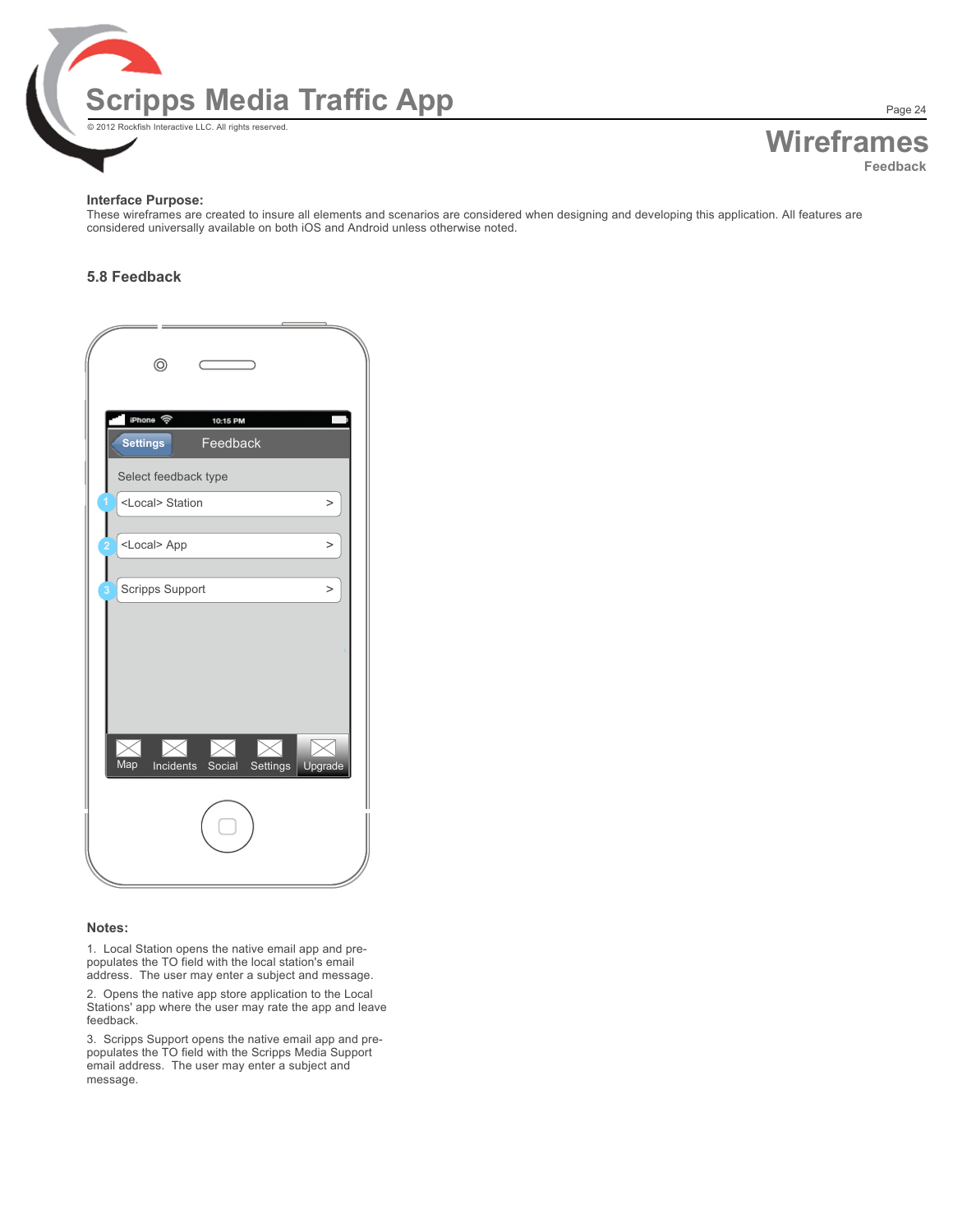# Scripps Media Traffic App

© 2012 Rockfish Interactive LLC. All rights reserved.

## Wireframes

**Feedback**

**Interface Purpose:**
These wireframes are created to insure all elements and scenarios are considered when designing and developing this application. All features are considered universally available on both iOS and Android unless otherwise noted.

### 5.8 Feedback

iPhone 10:15 PM

Settings | Feedback

Select feedback type

1. <Local> Station >
2. <Local> App >
3. Scripps Support >

Map | Incidents | Social | Settings | Upgrade

**Notes:**

1. Local Station opens the native email app and pre-populates the TO field with the local station's email address. The user may enter a subject and message.

2. Opens the native app store application to the Local Stations' app where the user may rate the app and leave feedback.

3. Scripps Support opens the native email app and pre-populates the TO field with the Scripps Media Support email address. The user may enter a subject and message.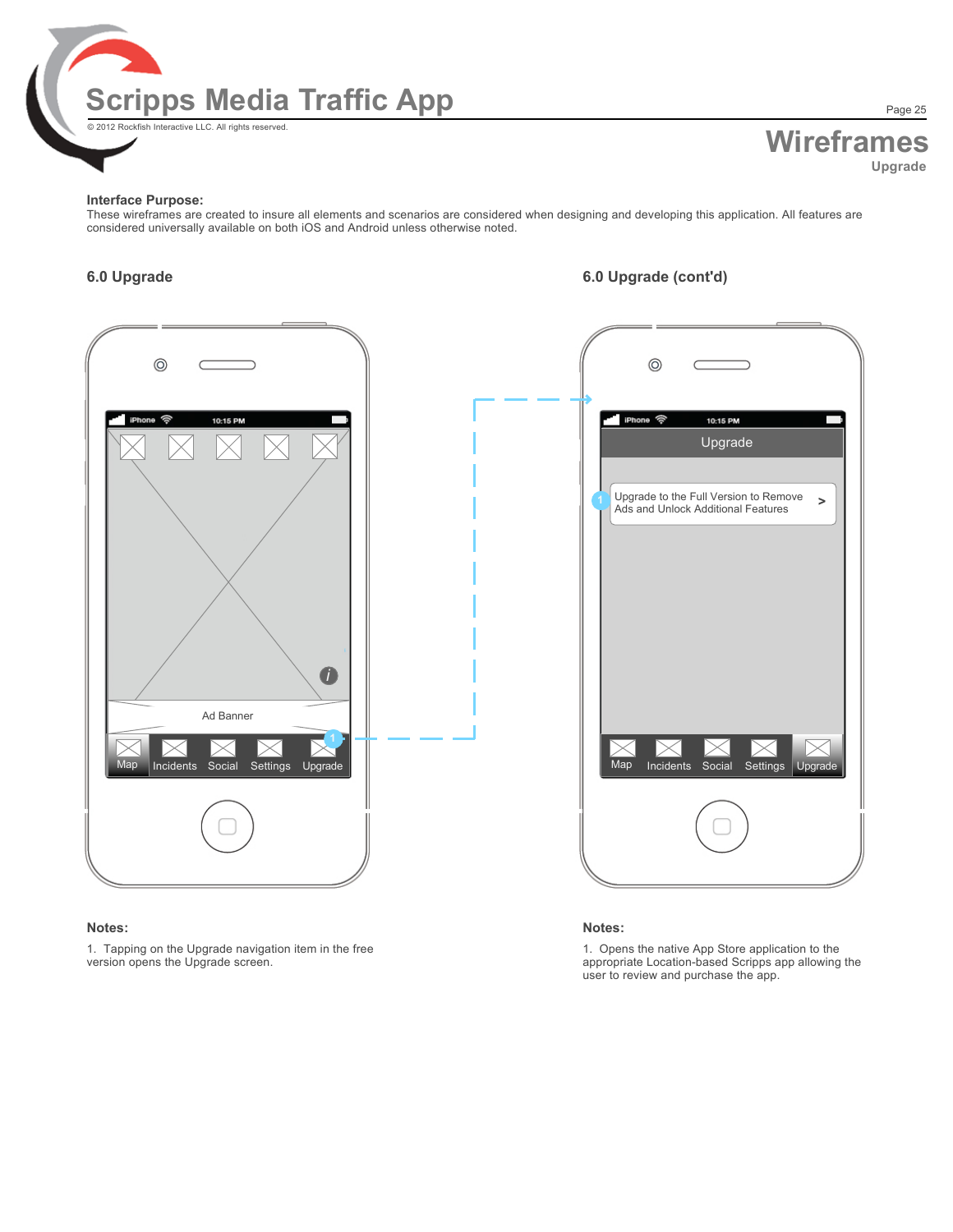# Scripps Media Traffic App

© 2012 Rockfish Interactive LLC. All rights reserved.

## Wireframes

Upgrade

**Interface Purpose:**
These wireframes are created to insure all elements and scenarios are considered when designing and developing this application. All features are considered universally available on both iOS and Android unless otherwise noted.

### 6.0 Upgrade

iPhone 10:15 PM

Ad Banner

Map Incidents Social Settings Upgrade

**Notes:**

1. Tapping on the Upgrade navigation item in the free version opens the Upgrade screen.

### 6.0 Upgrade (cont'd)

iPhone 10:15 PM

Upgrade

Upgrade to the Full Version to Remove Ads and Unlock Additional Features >

Map Incidents Social Settings Upgrade

**Notes:**

1. Opens the native App Store application to the appropriate Location-based Scripps app allowing the user to review and purchase the app.